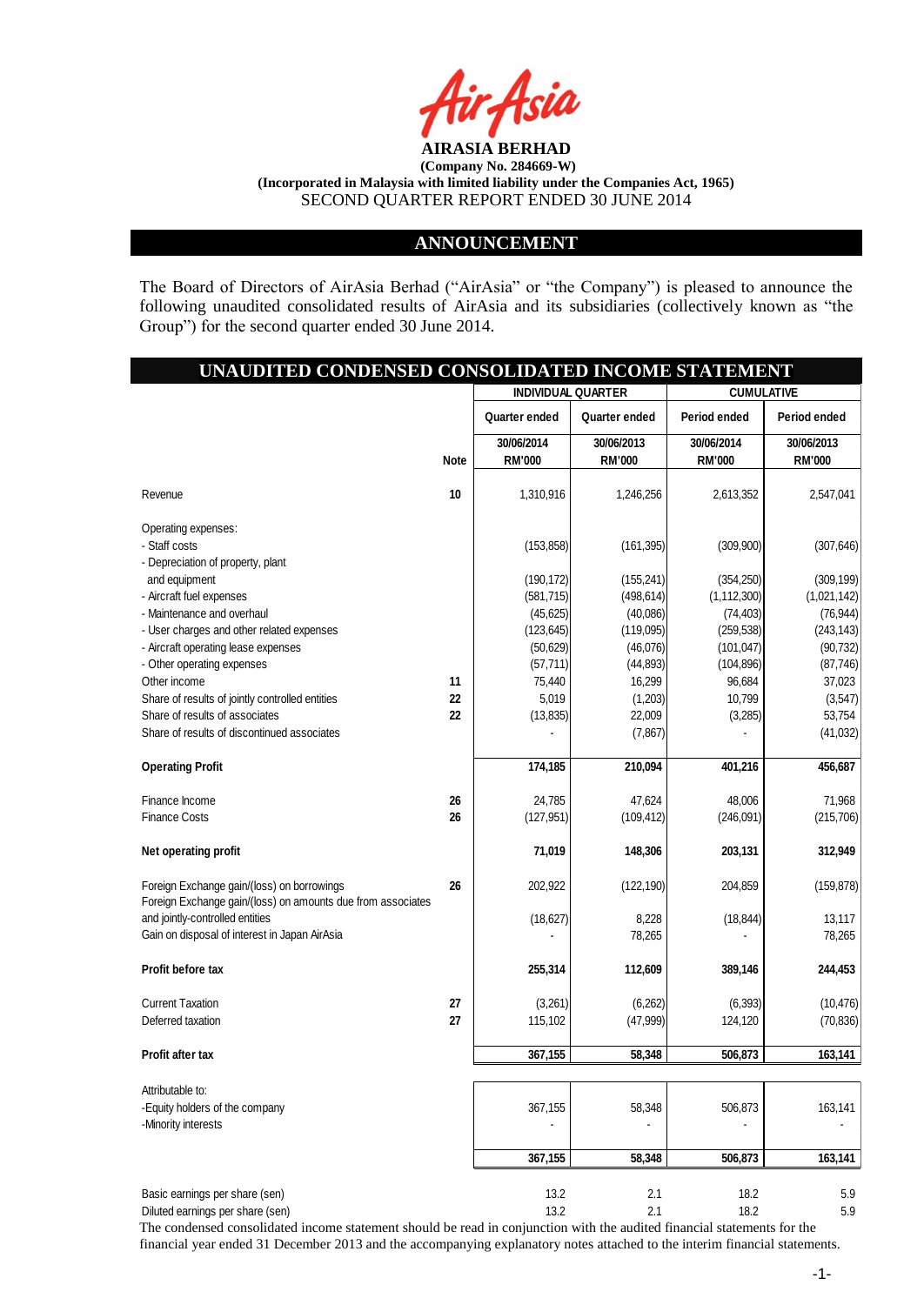AirAsia

**AIRASIA BERHAD**
**(Company No. 284669-W)**
**(Incorporated in Malaysia with limited liability under the Companies Act, 1965)**
SECOND QUARTER REPORT ENDED 30 JUNE 2014

## ANNOUNCEMENT

The Board of Directors of AirAsia Berhad ("AirAsia" or "the Company") is pleased to announce the following unaudited consolidated results of AirAsia and its subsidiaries (collectively known as "the Group") for the second quarter ended 30 June 2014.

## UNAUDITED CONDENSED CONSOLIDATED INCOME STATEMENT

| | | INDIVIDUAL QUARTER | | CUMULATIVE | |
|---|---|---|---|---|---|
| | | Quarter ended | Quarter ended | Period ended | Period ended |
| | Note | 30/06/2014 RM'000 | 30/06/2013 RM'000 | 30/06/2014 RM'000 | 30/06/2013 RM'000 |
| Revenue | 10 | 1,310,916 | 1,246,256 | 2,613,352 | 2,547,041 |
| Operating expenses: | | | | | |
| - Staff costs | | (153,858) | (161,395) | (309,900) | (307,646) |
| - Depreciation of property, plant and equipment | | (190,172) | (155,241) | (354,250) | (309,199) |
| - Aircraft fuel expenses | | (581,715) | (498,614) | (1,112,300) | (1,021,142) |
| - Maintenance and overhaul | | (45,625) | (40,086) | (74,403) | (76,944) |
| - User charges and other related expenses | | (123,645) | (119,095) | (259,538) | (243,143) |
| - Aircraft operating lease expenses | | (50,629) | (46,076) | (101,047) | (90,732) |
| - Other operating expenses | | (57,711) | (44,893) | (104,896) | (87,746) |
| Other income | 11 | 75,440 | 16,299 | 96,684 | 37,023 |
| Share of results of jointly controlled entities | 22 | 5,019 | (1,203) | 10,799 | (3,547) |
| Share of results of associates | 22 | (13,835) | 22,009 | (3,285) | 53,754 |
| Share of results of discontinued associates | | - | (7,867) | - | (41,032) |
| **Operating Profit** | | **174,185** | **210,094** | **401,216** | **456,687** |
| Finance Income | 26 | 24,785 | 47,624 | 48,006 | 71,968 |
| Finance Costs | 26 | (127,951) | (109,412) | (246,091) | (215,706) |
| **Net operating profit** | | **71,019** | **148,306** | **203,131** | **312,949** |
| Foreign Exchange gain/(loss) on borrowings | 26 | 202,922 | (122,190) | 204,859 | (159,878) |
| Foreign Exchange gain/(loss) on amounts due from associates and jointly-controlled entities | | (18,627) | 8,228 | (18,844) | 13,117 |
| Gain on disposal of interest in Japan AirAsia | | - | 78,265 | - | 78,265 |
| **Profit before tax** | | **255,314** | **112,609** | **389,146** | **244,453** |
| Current Taxation | 27 | (3,261) | (6,262) | (6,393) | (10,476) |
| Deferred taxation | 27 | 115,102 | (47,999) | 124,120 | (70,836) |
| **Profit after tax** | | **367,155** | **58,348** | **506,873** | **163,141** |
| Attributable to: | | | | | |
| -Equity holders of the company | | 367,155 | 58,348 | 506,873 | 163,141 |
| -Minority interests | | - | - | - | - |
| | | **367,155** | **58,348** | **506,873** | **163,141** |
| Basic earnings per share (sen) | | 13.2 | 2.1 | 18.2 | 5.9 |
| Diluted earnings per share (sen) | | 13.2 | 2.1 | 18.2 | 5.9 |

The condensed consolidated income statement should be read in conjunction with the audited financial statements for the financial year ended 31 December 2013 and the accompanying explanatory notes attached to the interim financial statements.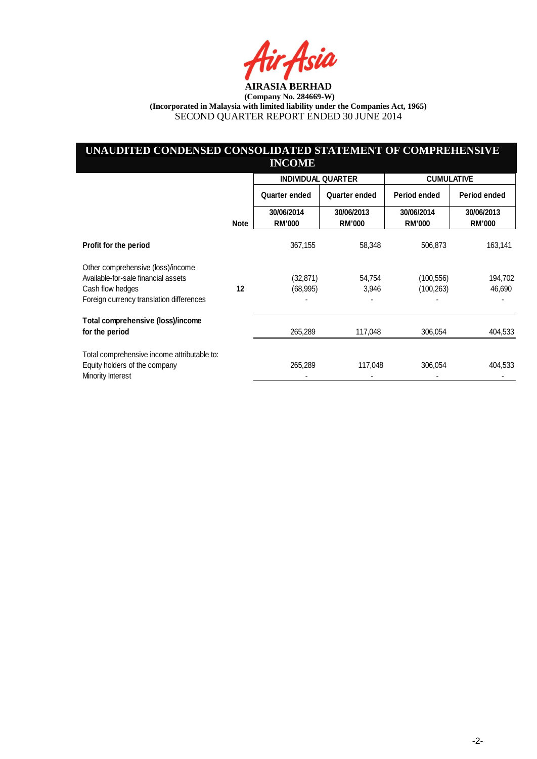**AIRASIA BERHAD**
**(Company No. 284669-W)**
**(Incorporated in Malaysia with limited liability under the Companies Act, 1965)**
SECOND QUARTER REPORT ENDED 30 JUNE 2014

## UNAUDITED CONDENSED CONSOLIDATED STATEMENT OF COMPREHENSIVE INCOME

| | | INDIVIDUAL QUARTER | | CUMULATIVE | |
|---|---|---|---|---|---|
| | | Quarter ended | Quarter ended | Period ended | Period ended |
| | Note | 30/06/2014 RM'000 | 30/06/2013 RM'000 | 30/06/2014 RM'000 | 30/06/2013 RM'000 |
| **Profit for the period** | | 367,155 | 58,348 | 506,873 | 163,141 |
| Other comprehensive (loss)/income | | | | | |
| Available-for-sale financial assets | | (32,871) | 54,754 | (100,556) | 194,702 |
| Cash flow hedges | 12 | (68,995) | 3,946 | (100,263) | 46,690 |
| Foreign currency translation differences | | - | - | - | - |
| **Total comprehensive (loss)/income for the period** | | 265,289 | 117,048 | 306,054 | 404,533 |
| Total comprehensive income attributable to: | | | | | |
| Equity holders of the company | | 265,289 | 117,048 | 306,054 | 404,533 |
| Minority Interest | | - | - | - | - |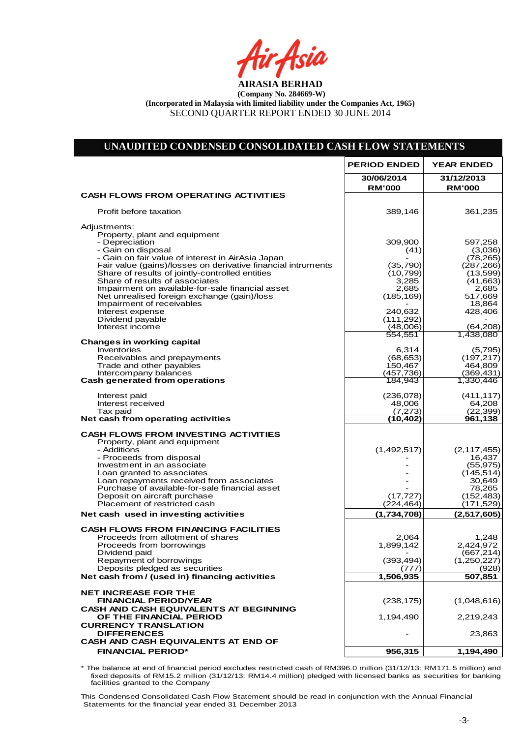AirAsia

**AIRASIA BERHAD**

**(Company No. 284669-W)**

**(Incorporated in Malaysia with limited liability under the Companies Act, 1965)**

SECOND QUARTER REPORT ENDED 30 JUNE 2014

## UNAUDITED CONDENSED CONSOLIDATED CASH FLOW STATEMENTS

| | PERIOD ENDED | YEAR ENDED |
|---|---|---|
| | 30/06/2014 RM'000 | 31/12/2013 RM'000 |
| **CASH FLOWS FROM OPERATING ACTIVITIES** | | |
| Profit before taxation | 389,146 | 361,235 |
| Adjustments: | | |
| Property, plant and equipment | | |
| - Depreciation | 309,900 | 597,258 |
| - Gain on disposal | (41) | (3,036) |
| - Gain on fair value of interest in AirAsia Japan | - | (78,265) |
| Fair value (gains)/losses on derivative financial intruments | (35,790) | (287,266) |
| Share of results of jointly-controlled entities | (10,799) | (13,599) |
| Share of results of associates | 3,285 | (41,663) |
| Impairment on available-for-sale financial asset | 2,685 | 2,685 |
| Net unrealised foreign exchange (gain)/loss | (185,169) | 517,669 |
| Impairment of receivables | - | 18,864 |
| Interest expense | 240,632 | 428,406 |
| Dividend payable | (111,292) | - |
| Interest income | (48,006) | (64,208) |
| | 554,551 | 1,438,080 |
| **Changes in working capital** | | |
| Inventories | 6,314 | (5,795) |
| Receivables and prepayments | (68,653) | (197,217) |
| Trade and other payables | 150,467 | 464,809 |
| Intercompany balances | (457,736) | (369,431) |
| **Cash generated from operations** | 184,943 | 1,330,446 |
| Interest paid | (236,078) | (411,117) |
| Interest received | 48,006 | 64,208 |
| Tax paid | (7,273) | (22,399) |
| **Net cash from operating activities** | **(10,402)** | **961,138** |
| **CASH FLOWS FROM INVESTING ACTIVITIES** | | |
| Property, plant and equipment | | |
| - Additions | (1,492,517) | (2,117,455) |
| - Proceeds from disposal | - | 16,437 |
| Investment in an associate | - | (55,975) |
| Loan granted to associates | - | (145,514) |
| Loan repayments received from associates | - | 30,649 |
| Purchase of available-for-sale financial asset | - | 78,265 |
| Deposit on aircraft purchase | (17,727) | (152,483) |
| Placement of restricted cash | (224,464) | (171,529) |
| **Net cash used in investing activities** | **(1,734,708)** | **(2,517,605)** |
| **CASH FLOWS FROM FINANCING FACILITIES** | | |
| Proceeds from allotment of shares | 2,064 | 1,248 |
| Proceeds from borrowings | 1,899,142 | 2,424,972 |
| Dividend paid | - | (667,214) |
| Repayment of borrowings | (393,494) | (1,250,227) |
| Deposits pledged as securities | (777) | (928) |
| **Net cash from / (used in) financing activities** | **1,506,935** | **507,851** |
| **NET INCREASE FOR THE FINANCIAL PERIOD/YEAR** | (238,175) | (1,048,616) |
| **CASH AND CASH EQUIVALENTS AT BEGINNING OF THE FINANCIAL PERIOD** | 1,194,490 | 2,219,243 |
| **CURRENCY TRANSLATION DIFFERENCES** | - | 23,863 |
| **CASH AND CASH EQUIVALENTS AT END OF FINANCIAL PERIOD*** | **956,315** | **1,194,490** |

* The balance at end of financial period excludes restricted cash of RM396.0 million (31/12/13: RM171.5 million) and fixed deposits of RM15.2 million (31/12/13: RM14.4 million) pledged with licensed banks as securities for banking facilities granted to the Company

This Condensed Consolidated Cash Flow Statement should be read in conjunction with the Annual Financial Statements for the financial year ended 31 December 2013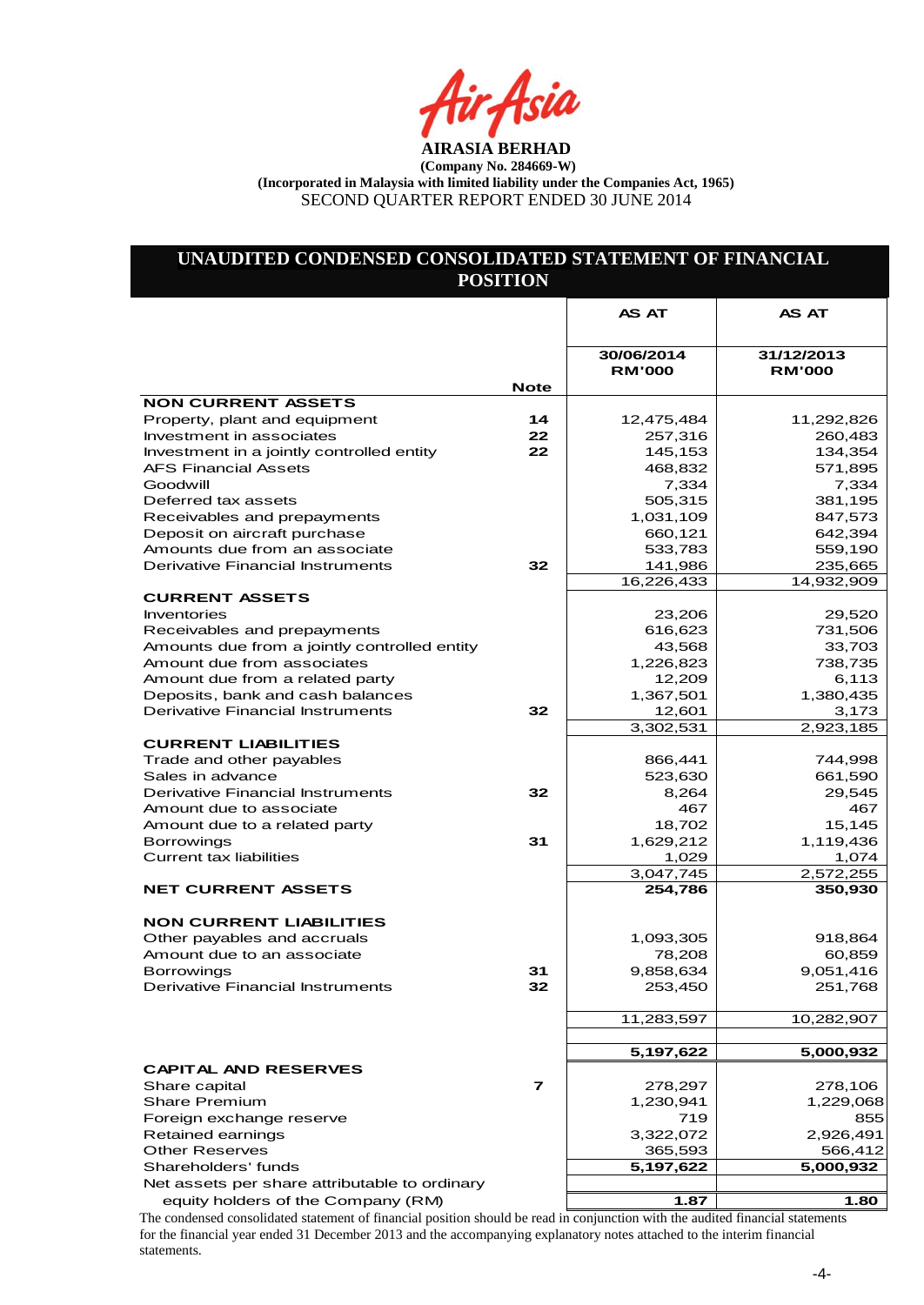**AIRASIA BERHAD**

**(Company No. 284669-W)**

**(Incorporated in Malaysia with limited liability under the Companies Act, 1965)**

SECOND QUARTER REPORT ENDED 30 JUNE 2014

## UNAUDITED CONDENSED CONSOLIDATED STATEMENT OF FINANCIAL POSITION

| | Note | AS AT 30/06/2014 RM'000 | AS AT 31/12/2013 RM'000 |
|---|---|---|---|
| **NON CURRENT ASSETS** | | | |
| Property, plant and equipment | 14 | 12,475,484 | 11,292,826 |
| Investment in associates | 22 | 257,316 | 260,483 |
| Investment in a jointly controlled entity | 22 | 145,153 | 134,354 |
| AFS Financial Assets | | 468,832 | 571,895 |
| Goodwill | | 7,334 | 7,334 |
| Deferred tax assets | | 505,315 | 381,195 |
| Receivables and prepayments | | 1,031,109 | 847,573 |
| Deposit on aircraft purchase | | 660,121 | 642,394 |
| Amounts due from an associate | | 533,783 | 559,190 |
| Derivative Financial Instruments | 32 | 141,986 | 235,665 |
| | | 16,226,433 | 14,932,909 |
| **CURRENT ASSETS** | | | |
| Inventories | | 23,206 | 29,520 |
| Receivables and prepayments | | 616,623 | 731,506 |
| Amounts due from a jointly controlled entity | | 43,568 | 33,703 |
| Amount due from associates | | 1,226,823 | 738,735 |
| Amount due from a related party | | 12,209 | 6,113 |
| Deposits, bank and cash balances | | 1,367,501 | 1,380,435 |
| Derivative Financial Instruments | 32 | 12,601 | 3,173 |
| | | 3,302,531 | 2,923,185 |
| **CURRENT LIABILITIES** | | | |
| Trade and other payables | | 866,441 | 744,998 |
| Sales in advance | | 523,630 | 661,590 |
| Derivative Financial Instruments | 32 | 8,264 | 29,545 |
| Amount due to associate | | 467 | 467 |
| Amount due to a related party | | 18,702 | 15,145 |
| Borrowings | 31 | 1,629,212 | 1,119,436 |
| Current tax liabilities | | 1,029 | 1,074 |
| | | 3,047,745 | 2,572,255 |
| **NET CURRENT ASSETS** | | **254,786** | **350,930** |
| **NON CURRENT LIABILITIES** | | | |
| Other payables and accruals | | 1,093,305 | 918,864 |
| Amount due to an associate | | 78,208 | 60,859 |
| Borrowings | 31 | 9,858,634 | 9,051,416 |
| Derivative Financial Instruments | 32 | 253,450 | 251,768 |
| | | 11,283,597 | 10,282,907 |
| | | **5,197,622** | **5,000,932** |
| **CAPITAL AND RESERVES** | | | |
| Share capital | 7 | 278,297 | 278,106 |
| Share Premium | | 1,230,941 | 1,229,068 |
| Foreign exchange reserve | | 719 | 855 |
| Retained earnings | | 3,322,072 | 2,926,491 |
| Other Reserves | | 365,593 | 566,412 |
| Shareholders' funds | | **5,197,622** | **5,000,932** |
| Net assets per share attributable to ordinary equity holders of the Company (RM) | | **1.87** | **1.80** |

The condensed consolidated statement of financial position should be read in conjunction with the audited financial statements for the financial year ended 31 December 2013 and the accompanying explanatory notes attached to the interim financial statements.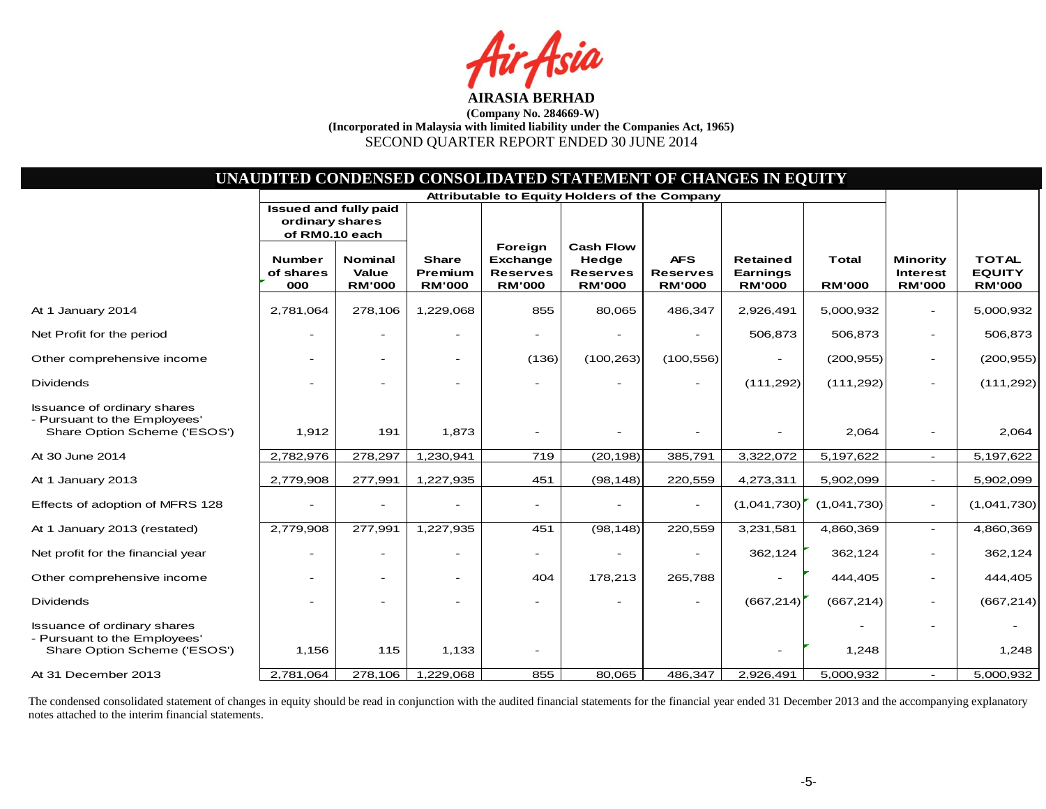**AIRASIA BERHAD**

**(Company No. 284669-W)**

**(Incorporated in Malaysia with limited liability under the Companies Act, 1965)**

SECOND QUARTER REPORT ENDED 30 JUNE 2014

## UNAUDITED CONDENSED CONSOLIDATED STATEMENT OF CHANGES IN EQUITY

| | Attributable to Equity Holders of the Company | | | | | | | | | |
|---|---|---|---|---|---|---|---|---|---|---|
| | Issued and fully paid ordinary shares of RM0.10 each | | | | | | | | | |
| | Number of shares 000 | Nominal Value RM'000 | Share Premium RM'000 | Foreign Exchange Reserves RM'000 | Cash Flow Hedge Reserves RM'000 | AFS Reserves RM'000 | Retained Earnings RM'000 | Total RM'000 | Minority Interest RM'000 | TOTAL EQUITY RM'000 |
| At 1 January 2014 | 2,781,064 | 278,106 | 1,229,068 | 855 | 80,065 | 486,347 | 2,926,491 | 5,000,932 | - | 5,000,932 |
| Net Profit for the period | - | - | - | - | - | - | 506,873 | 506,873 | - | 506,873 |
| Other comprehensive income | - | - | - | (136) | (100,263) | (100,556) | - | (200,955) | - | (200,955) |
| Dividends | - | - | - | - | - | - | (111,292) | (111,292) | - | (111,292) |
| Issuance of ordinary shares - Pursuant to the Employees' Share Option Scheme ('ESOS') | 1,912 | 191 | 1,873 | - | - | - | - | 2,064 | - | 2,064 |
| At 30 June 2014 | 2,782,976 | 278,297 | 1,230,941 | 719 | (20,198) | 385,791 | 3,322,072 | 5,197,622 | - | 5,197,622 |
| At 1 January 2013 | 2,779,908 | 277,991 | 1,227,935 | 451 | (98,148) | 220,559 | 4,273,311 | 5,902,099 | - | 5,902,099 |
| Effects of adoption of MFRS 128 | - | - | - | - | - | - | (1,041,730) | (1,041,730) | - | (1,041,730) |
| At 1 January 2013 (restated) | 2,779,908 | 277,991 | 1,227,935 | 451 | (98,148) | 220,559 | 3,231,581 | 4,860,369 | - | 4,860,369 |
| Net profit for the financial year | - | - | - | - | - | - | 362,124 | 362,124 | - | 362,124 |
| Other comprehensive income | - | - | - | 404 | 178,213 | 265,788 | - | 444,405 | - | 444,405 |
| Dividends | - | - | - | - | - | - | (667,214) | (667,214) | - | (667,214) |
| Issuance of ordinary shares - Pursuant to the Employees' Share Option Scheme ('ESOS') | 1,156 | 115 | 1,133 | - | | | - | 1,248 | - | 1,248 |
| At 31 December 2013 | 2,781,064 | 278,106 | 1,229,068 | 855 | 80,065 | 486,347 | 2,926,491 | 5,000,932 | - | 5,000,932 |

The condensed consolidated statement of changes in equity should be read in conjunction with the audited financial statements for the financial year ended 31 December 2013 and the accompanying explanatory notes attached to the interim financial statements.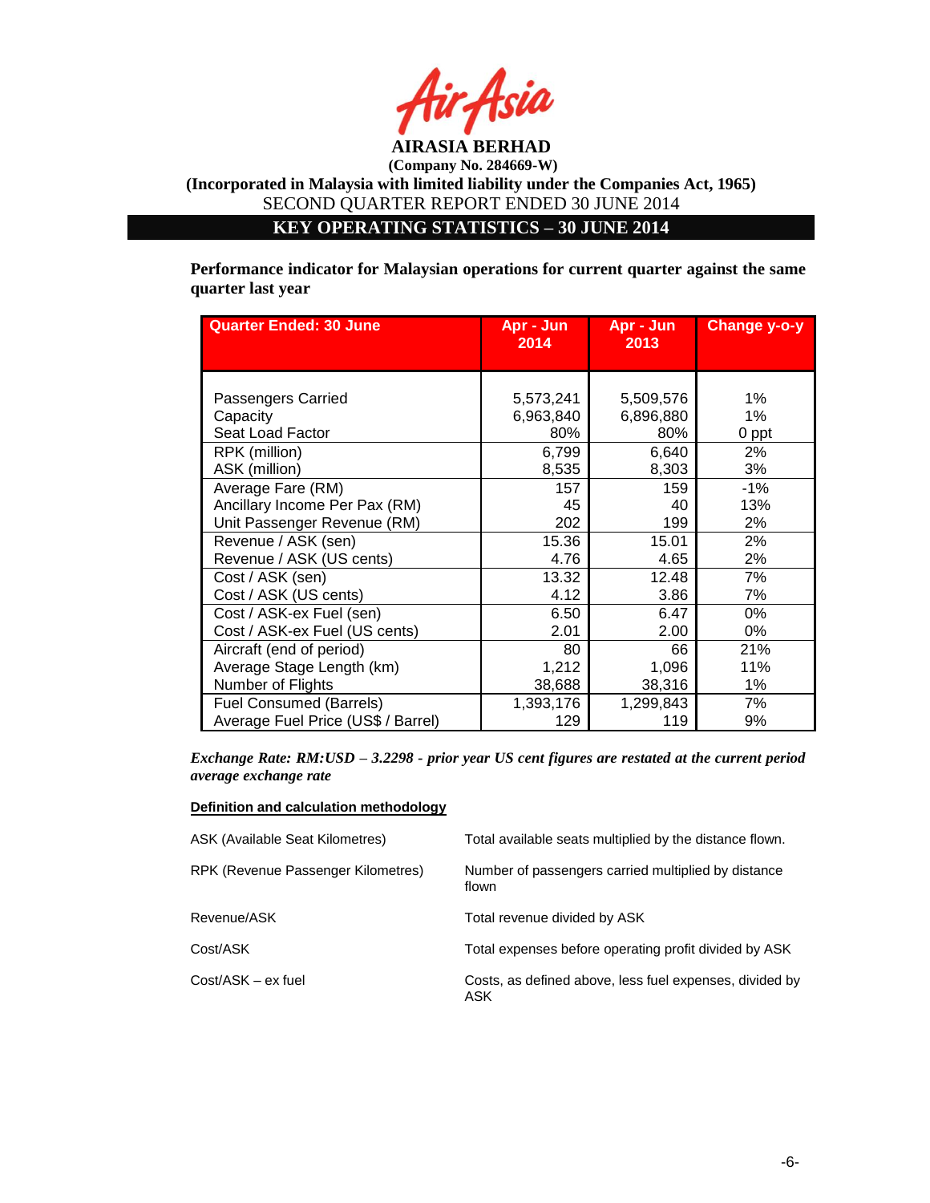**AIRASIA BERHAD**

**(Company No. 284669-W)**

**(Incorporated in Malaysia with limited liability under the Companies Act, 1965)**

SECOND QUARTER REPORT ENDED 30 JUNE 2014

## KEY OPERATING STATISTICS – 30 JUNE 2014

**Performance indicator for Malaysian operations for current quarter against the same quarter last year**

| Quarter Ended: 30 June | Apr - Jun 2014 | Apr - Jun 2013 | Change y-o-y |
|---|---|---|---|
| Passengers Carried | 5,573,241 | 5,509,576 | 1% |
| Capacity | 6,963,840 | 6,896,880 | 1% |
| Seat Load Factor | 80% | 80% | 0 ppt |
| RPK (million) | 6,799 | 6,640 | 2% |
| ASK (million) | 8,535 | 8,303 | 3% |
| Average Fare (RM) | 157 | 159 | -1% |
| Ancillary Income Per Pax (RM) | 45 | 40 | 13% |
| Unit Passenger Revenue (RM) | 202 | 199 | 2% |
| Revenue / ASK (sen) | 15.36 | 15.01 | 2% |
| Revenue / ASK (US cents) | 4.76 | 4.65 | 2% |
| Cost / ASK (sen) | 13.32 | 12.48 | 7% |
| Cost / ASK (US cents) | 4.12 | 3.86 | 7% |
| Cost / ASK-ex Fuel (sen) | 6.50 | 6.47 | 0% |
| Cost / ASK-ex Fuel (US cents) | 2.01 | 2.00 | 0% |
| Aircraft (end of period) | 80 | 66 | 21% |
| Average Stage Length (km) | 1,212 | 1,096 | 11% |
| Number of Flights | 38,688 | 38,316 | 1% |
| Fuel Consumed (Barrels) | 1,393,176 | 1,299,843 | 7% |
| Average Fuel Price (US$ / Barrel) | 129 | 119 | 9% |

***Exchange Rate: RM:USD – 3.2298 - prior year US cent figures are restated at the current period average exchange rate***

**Definition and calculation methodology**

| | |
|---|---|
| ASK (Available Seat Kilometres) | Total available seats multiplied by the distance flown. |
| RPK (Revenue Passenger Kilometres) | Number of passengers carried multiplied by distance flown |
| Revenue/ASK | Total revenue divided by ASK |
| Cost/ASK | Total expenses before operating profit divided by ASK |
| Cost/ASK – ex fuel | Costs, as defined above, less fuel expenses, divided by ASK |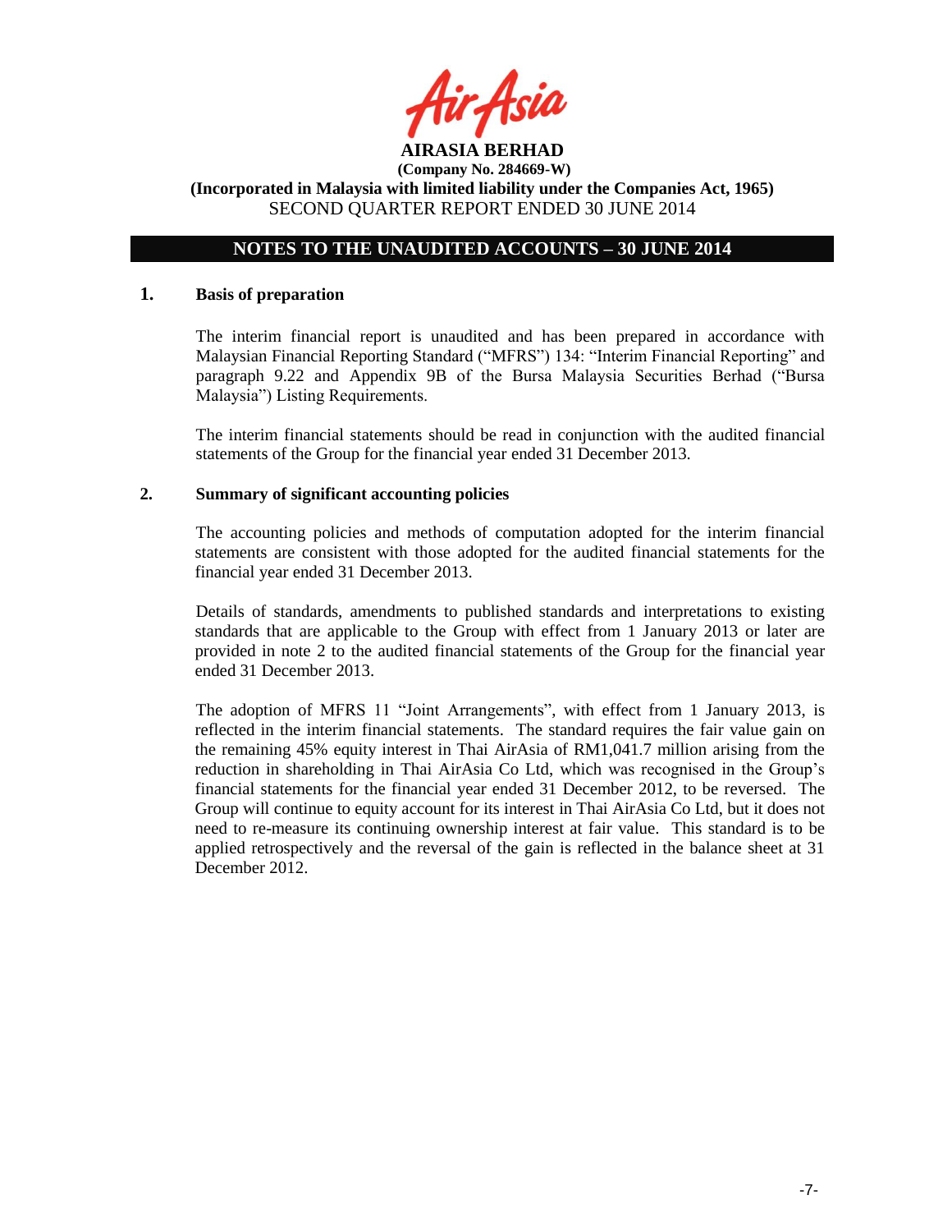**AIRASIA BERHAD**

**(Company No. 284669-W)**

**(Incorporated in Malaysia with limited liability under the Companies Act, 1965)**

SECOND QUARTER REPORT ENDED 30 JUNE 2014

## NOTES TO THE UNAUDITED ACCOUNTS – 30 JUNE 2014

### 1. Basis of preparation

The interim financial report is unaudited and has been prepared in accordance with Malaysian Financial Reporting Standard ("MFRS") 134: "Interim Financial Reporting" and paragraph 9.22 and Appendix 9B of the Bursa Malaysia Securities Berhad ("Bursa Malaysia") Listing Requirements.

The interim financial statements should be read in conjunction with the audited financial statements of the Group for the financial year ended 31 December 2013.

### 2. Summary of significant accounting policies

The accounting policies and methods of computation adopted for the interim financial statements are consistent with those adopted for the audited financial statements for the financial year ended 31 December 2013.

Details of standards, amendments to published standards and interpretations to existing standards that are applicable to the Group with effect from 1 January 2013 or later are provided in note 2 to the audited financial statements of the Group for the financial year ended 31 December 2013.

The adoption of MFRS 11 "Joint Arrangements", with effect from 1 January 2013, is reflected in the interim financial statements. The standard requires the fair value gain on the remaining 45% equity interest in Thai AirAsia of RM1,041.7 million arising from the reduction in shareholding in Thai AirAsia Co Ltd, which was recognised in the Group's financial statements for the financial year ended 31 December 2012, to be reversed. The Group will continue to equity account for its interest in Thai AirAsia Co Ltd, but it does not need to re-measure its continuing ownership interest at fair value. This standard is to be applied retrospectively and the reversal of the gain is reflected in the balance sheet at 31 December 2012.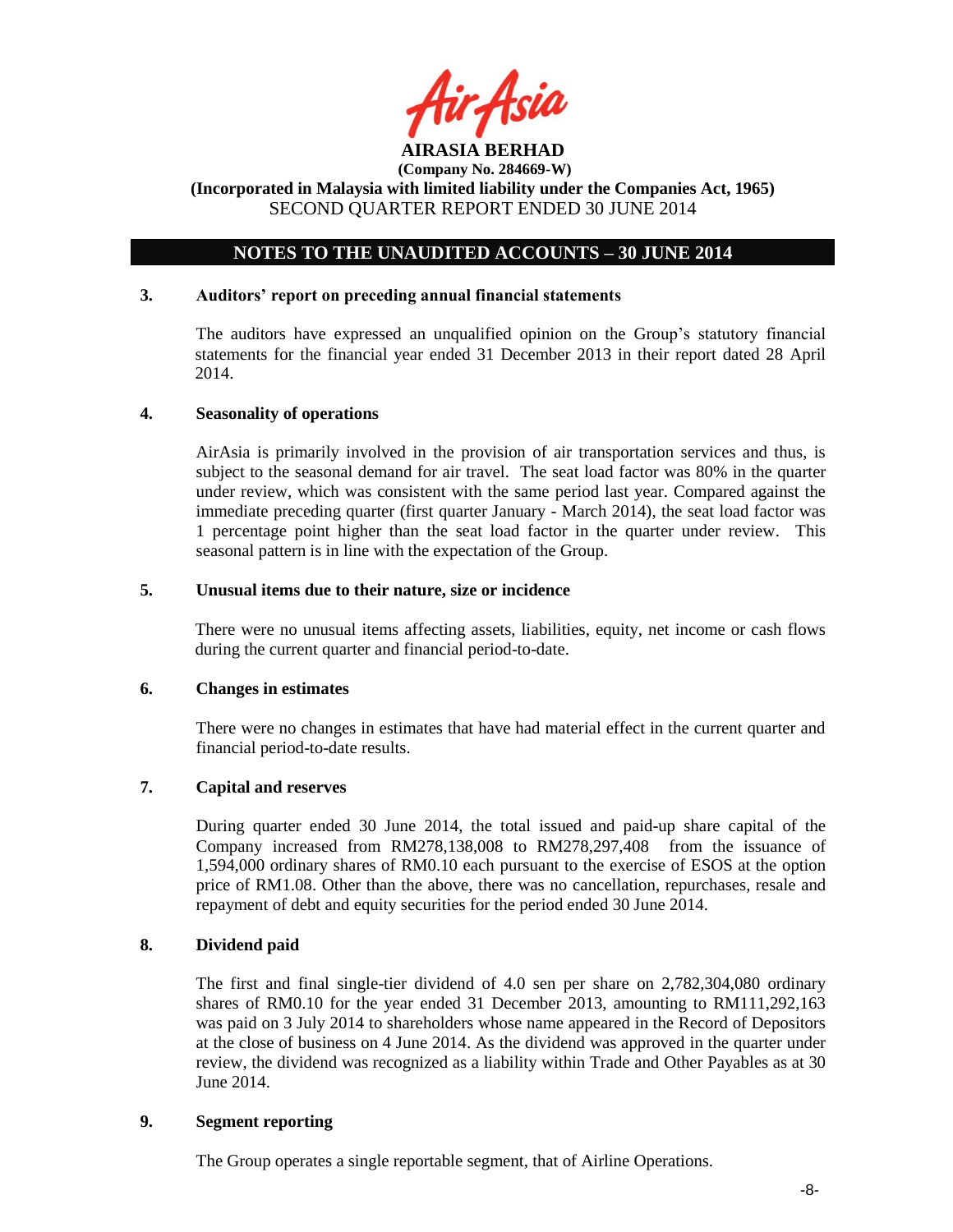# AIRASIA BERHAD

**(Company No. 284669-W)**

**(Incorporated in Malaysia with limited liability under the Companies Act, 1965)**

SECOND QUARTER REPORT ENDED 30 JUNE 2014

## NOTES TO THE UNAUDITED ACCOUNTS – 30 JUNE 2014

### 3. Auditors' report on preceding annual financial statements

The auditors have expressed an unqualified opinion on the Group's statutory financial statements for the financial year ended 31 December 2013 in their report dated 28 April 2014.

### 4. Seasonality of operations

AirAsia is primarily involved in the provision of air transportation services and thus, is subject to the seasonal demand for air travel. The seat load factor was 80% in the quarter under review, which was consistent with the same period last year. Compared against the immediate preceding quarter (first quarter January - March 2014), the seat load factor was 1 percentage point higher than the seat load factor in the quarter under review. This seasonal pattern is in line with the expectation of the Group.

### 5. Unusual items due to their nature, size or incidence

There were no unusual items affecting assets, liabilities, equity, net income or cash flows during the current quarter and financial period-to-date.

### 6. Changes in estimates

There were no changes in estimates that have had material effect in the current quarter and financial period-to-date results.

### 7. Capital and reserves

During quarter ended 30 June 2014, the total issued and paid-up share capital of the Company increased from RM278,138,008 to RM278,297,408 from the issuance of 1,594,000 ordinary shares of RM0.10 each pursuant to the exercise of ESOS at the option price of RM1.08. Other than the above, there was no cancellation, repurchases, resale and repayment of debt and equity securities for the period ended 30 June 2014.

### 8. Dividend paid

The first and final single-tier dividend of 4.0 sen per share on 2,782,304,080 ordinary shares of RM0.10 for the year ended 31 December 2013, amounting to RM111,292,163 was paid on 3 July 2014 to shareholders whose name appeared in the Record of Depositors at the close of business on 4 June 2014. As the dividend was approved in the quarter under review, the dividend was recognized as a liability within Trade and Other Payables as at 30 June 2014.

### 9. Segment reporting

The Group operates a single reportable segment, that of Airline Operations.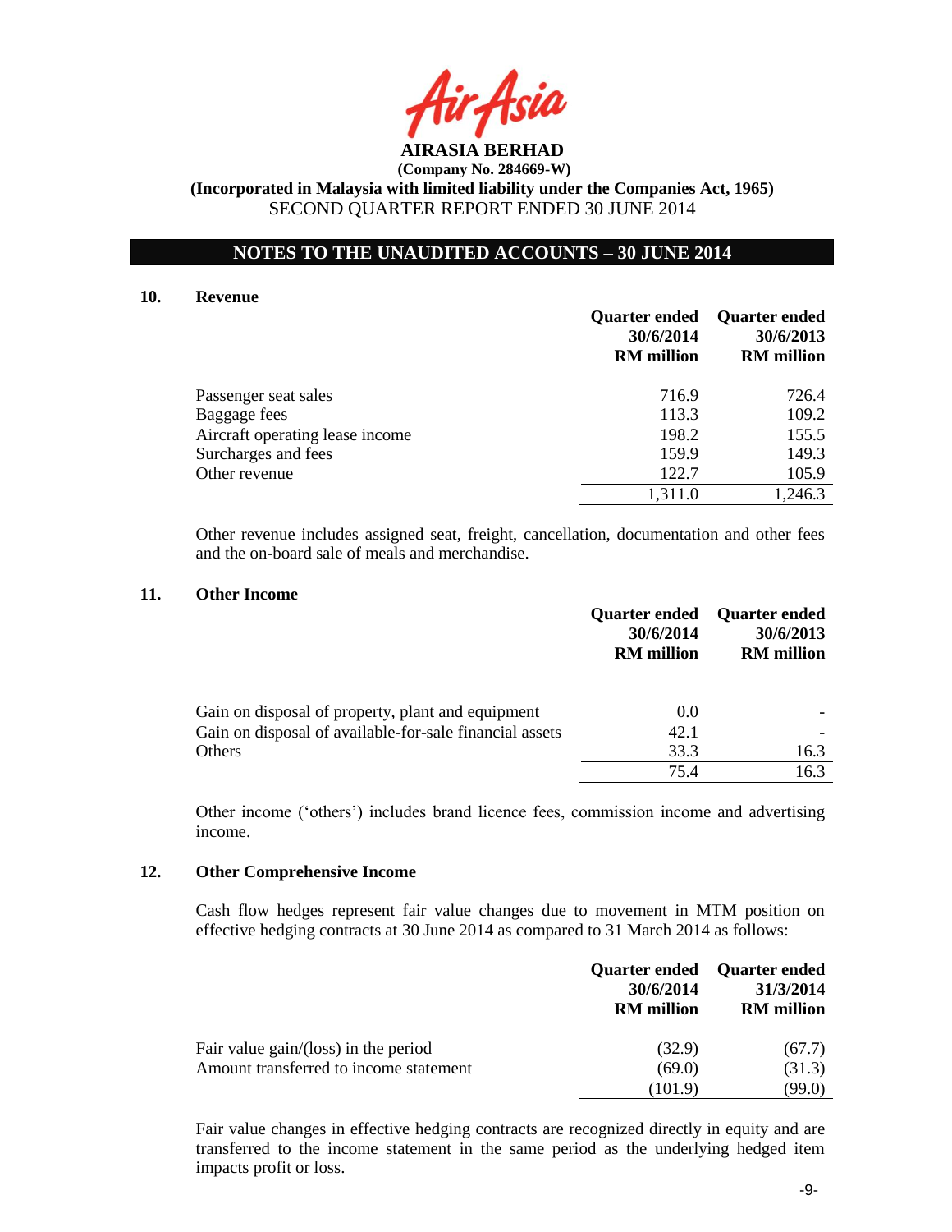**AIRASIA BERHAD**
**(Company No. 284669-W)**
**(Incorporated in Malaysia with limited liability under the Companies Act, 1965)**
SECOND QUARTER REPORT ENDED 30 JUNE 2014

**NOTES TO THE UNAUDITED ACCOUNTS – 30 JUNE 2014**

## 10. Revenue

| | Quarter ended 30/6/2014 RM million | Quarter ended 30/6/2013 RM million |
|---|---|---|
| Passenger seat sales | 716.9 | 726.4 |
| Baggage fees | 113.3 | 109.2 |
| Aircraft operating lease income | 198.2 | 155.5 |
| Surcharges and fees | 159.9 | 149.3 |
| Other revenue | 122.7 | 105.9 |
| | 1,311.0 | 1,246.3 |

Other revenue includes assigned seat, freight, cancellation, documentation and other fees and the on-board sale of meals and merchandise.

## 11. Other Income

| | Quarter ended 30/6/2014 RM million | Quarter ended 30/6/2013 RM million |
|---|---|---|
| Gain on disposal of property, plant and equipment | 0.0 | - |
| Gain on disposal of available-for-sale financial assets | 42.1 | - |
| Others | 33.3 | 16.3 |
| | 75.4 | 16.3 |

Other income ('others') includes brand licence fees, commission income and advertising income.

## 12. Other Comprehensive Income

Cash flow hedges represent fair value changes due to movement in MTM position on effective hedging contracts at 30 June 2014 as compared to 31 March 2014 as follows:

| | Quarter ended 30/6/2014 RM million | Quarter ended 31/3/2014 RM million |
|---|---|---|
| Fair value gain/(loss) in the period | (32.9) | (67.7) |
| Amount transferred to income statement | (69.0) | (31.3) |
| | (101.9) | (99.0) |

Fair value changes in effective hedging contracts are recognized directly in equity and are transferred to the income statement in the same period as the underlying hedged item impacts profit or loss.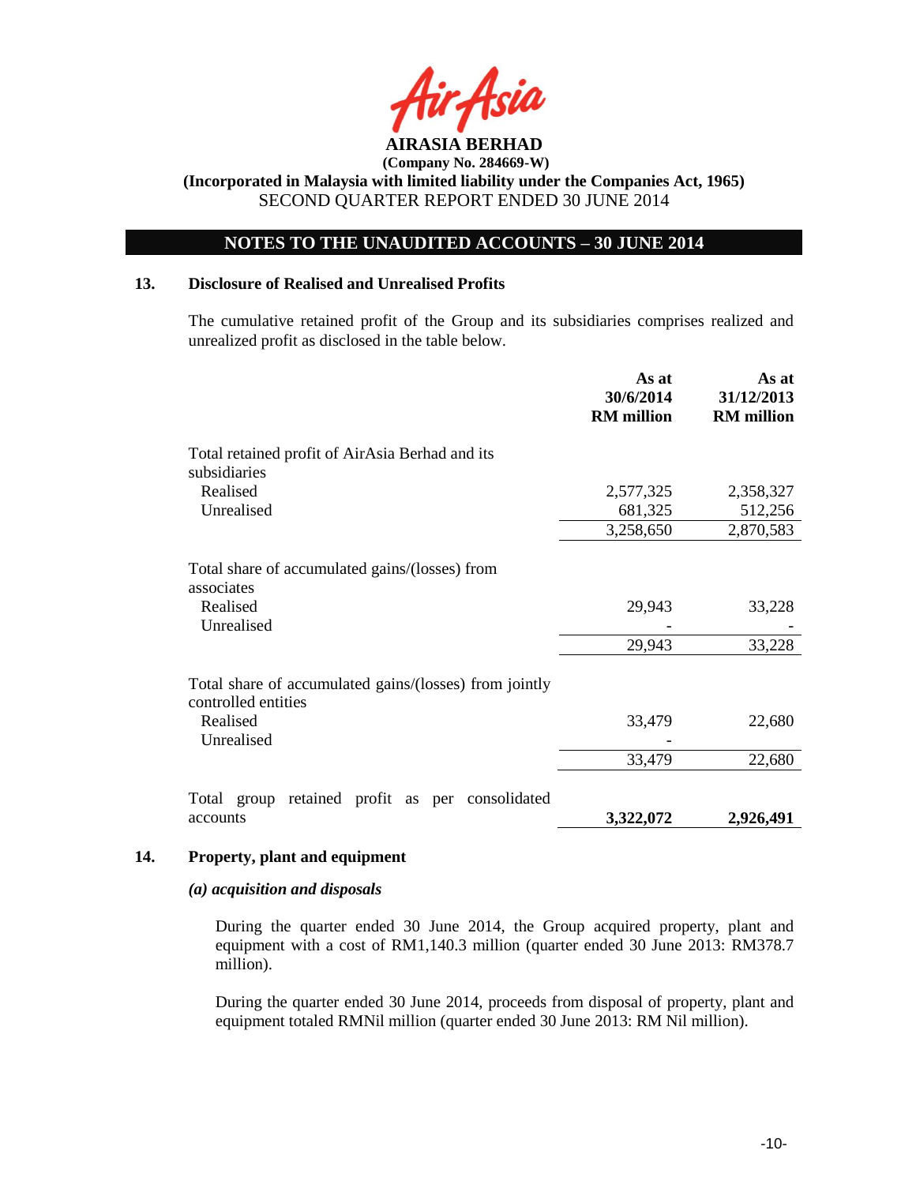# AIRASIA BERHAD

**(Company No. 284669-W)**

**(Incorporated in Malaysia with limited liability under the Companies Act, 1965)**

SECOND QUARTER REPORT ENDED 30 JUNE 2014

## NOTES TO THE UNAUDITED ACCOUNTS – 30 JUNE 2014

### 13. Disclosure of Realised and Unrealised Profits

The cumulative retained profit of the Group and its subsidiaries comprises realized and unrealized profit as disclosed in the table below.

| | **As at 30/6/2014 RM million** | **As at 31/12/2013 RM million** |
|---|---|---|
| Total retained profit of AirAsia Berhad and its subsidiaries | | |
| Realised | 2,577,325 | 2,358,327 |
| Unrealised | 681,325 | 512,256 |
| | 3,258,650 | 2,870,583 |
| Total share of accumulated gains/(losses) from associates | | |
| Realised | 29,943 | 33,228 |
| Unrealised | - | - |
| | 29,943 | 33,228 |
| Total share of accumulated gains/(losses) from jointly controlled entities | | |
| Realised | 33,479 | 22,680 |
| Unrealised | - | |
| | 33,479 | 22,680 |
| Total group retained profit as per consolidated accounts | **3,322,072** | **2,926,491** |

### 14. Property, plant and equipment

***(a) acquisition and disposals***

During the quarter ended 30 June 2014, the Group acquired property, plant and equipment with a cost of RM1,140.3 million (quarter ended 30 June 2013: RM378.7 million).

During the quarter ended 30 June 2014, proceeds from disposal of property, plant and equipment totaled RMNil million (quarter ended 30 June 2013: RM Nil million).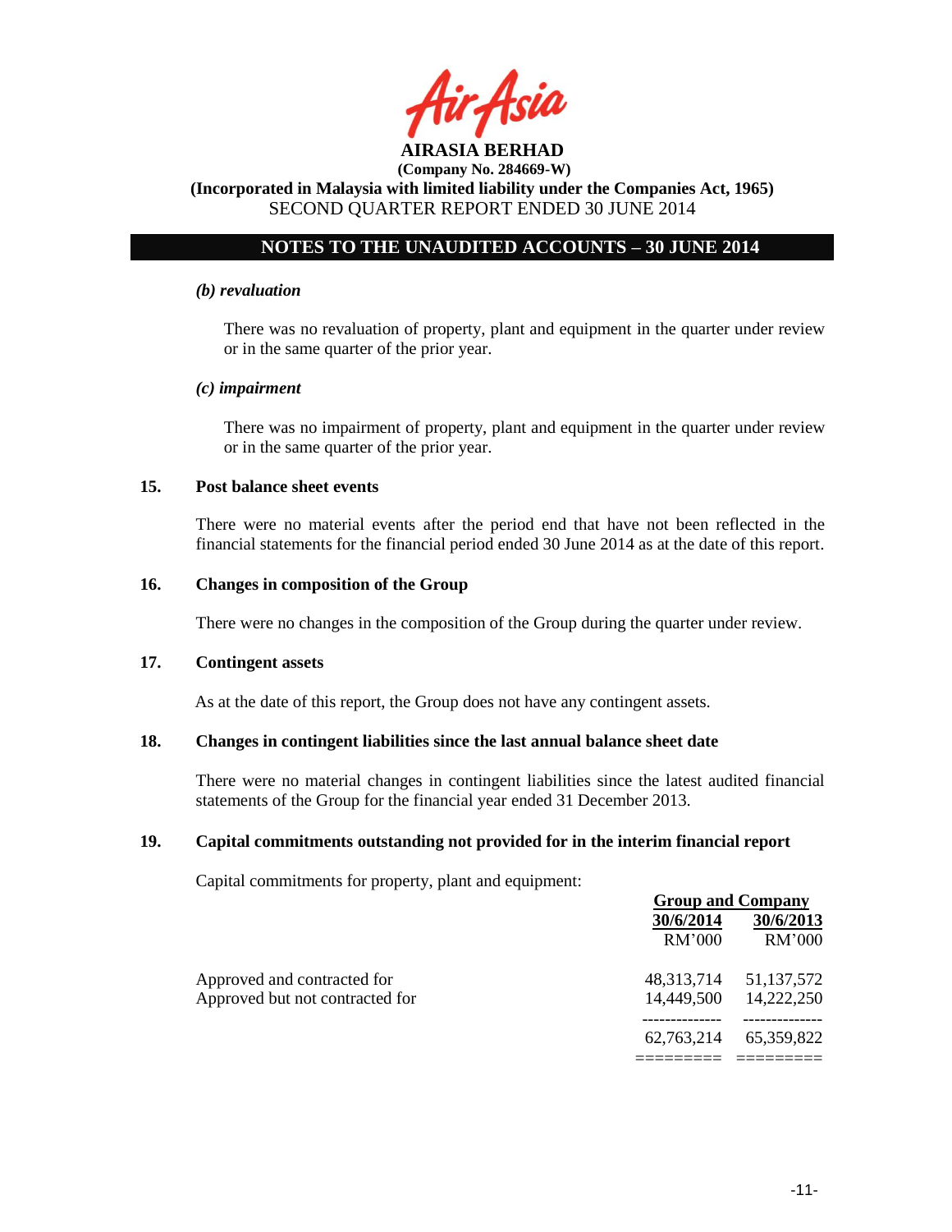*(b) revaluation*

There was no revaluation of property, plant and equipment in the quarter under review or in the same quarter of the prior year.

*(c) impairment*

There was no impairment of property, plant and equipment in the quarter under review or in the same quarter of the prior year.

**15. Post balance sheet events**

There were no material events after the period end that have not been reflected in the financial statements for the financial period ended 30 June 2014 as at the date of this report.

**16. Changes in composition of the Group**

There were no changes in the composition of the Group during the quarter under review.

**17. Contingent assets**

As at the date of this report, the Group does not have any contingent assets.

**18. Changes in contingent liabilities since the last annual balance sheet date**

There were no material changes in contingent liabilities since the latest audited financial statements of the Group for the financial year ended 31 December 2013.

**19. Capital commitments outstanding not provided for in the interim financial report**

Capital commitments for property, plant and equipment:

| | Group and Company | |
|---|---|---|
| | 30/6/2014 | 30/6/2013 |
| | RM'000 | RM'000 |
| Approved and contracted for | 48,313,714 | 51,137,572 |
| Approved but not contracted for | 14,449,500 | 14,222,250 |
| | 62,763,214 | 65,359,822 |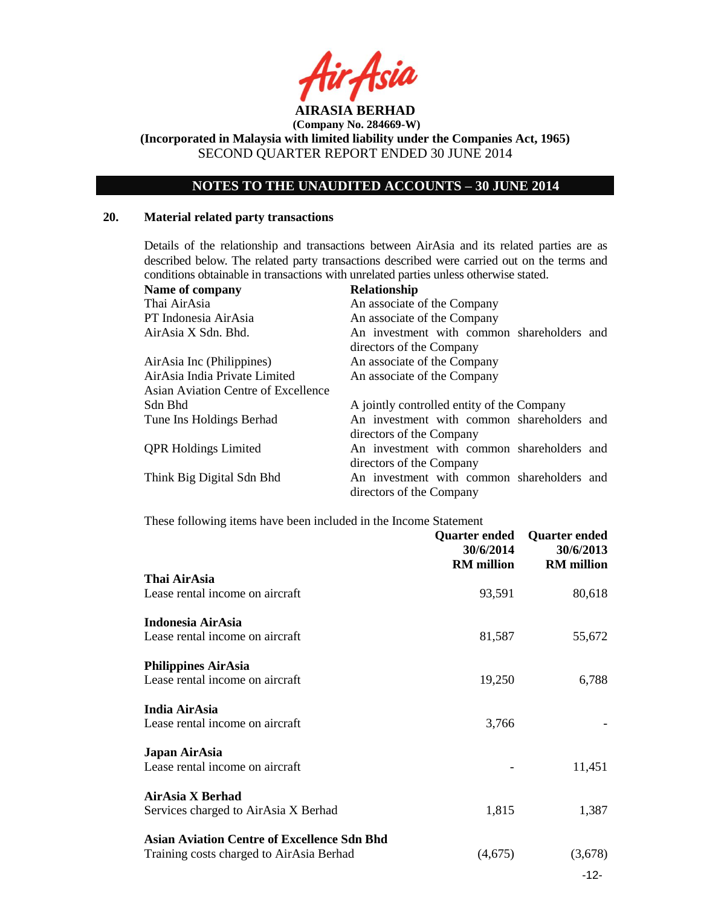**AIRASIA BERHAD**
**(Company No. 284669-W)**
**(Incorporated in Malaysia with limited liability under the Companies Act, 1965)**
SECOND QUARTER REPORT ENDED 30 JUNE 2014

## NOTES TO THE UNAUDITED ACCOUNTS – 30 JUNE 2014

### 20. Material related party transactions

Details of the relationship and transactions between AirAsia and its related parties are as described below. The related party transactions described were carried out on the terms and conditions obtainable in transactions with unrelated parties unless otherwise stated.

| Name of company | Relationship |
|---|---|
| Thai AirAsia | An associate of the Company |
| PT Indonesia AirAsia | An associate of the Company |
| AirAsia X Sdn. Bhd. | An investment with common shareholders and directors of the Company |
| AirAsia Inc (Philippines) | An associate of the Company |
| AirAsia India Private Limited | An associate of the Company |
| Asian Aviation Centre of Excellence Sdn Bhd | A jointly controlled entity of the Company |
| Tune Ins Holdings Berhad | An investment with common shareholders and directors of the Company |
| QPR Holdings Limited | An investment with common shareholders and directors of the Company |
| Think Big Digital Sdn Bhd | An investment with common shareholders and directors of the Company |

These following items have been included in the Income Statement

| | Quarter ended 30/6/2014 RM million | Quarter ended 30/6/2013 RM million |
|---|---|---|
| **Thai AirAsia** | | |
| Lease rental income on aircraft | 93,591 | 80,618 |
| **Indonesia AirAsia** | | |
| Lease rental income on aircraft | 81,587 | 55,672 |
| **Philippines AirAsia** | | |
| Lease rental income on aircraft | 19,250 | 6,788 |
| **India AirAsia** | | |
| Lease rental income on aircraft | 3,766 | - |
| **Japan AirAsia** | | |
| Lease rental income on aircraft | - | 11,451 |
| **AirAsia X Berhad** | | |
| Services charged to AirAsia X Berhad | 1,815 | 1,387 |
| **Asian Aviation Centre of Excellence Sdn Bhd** | | |
| Training costs charged to AirAsia Berhad | (4,675) | (3,678) |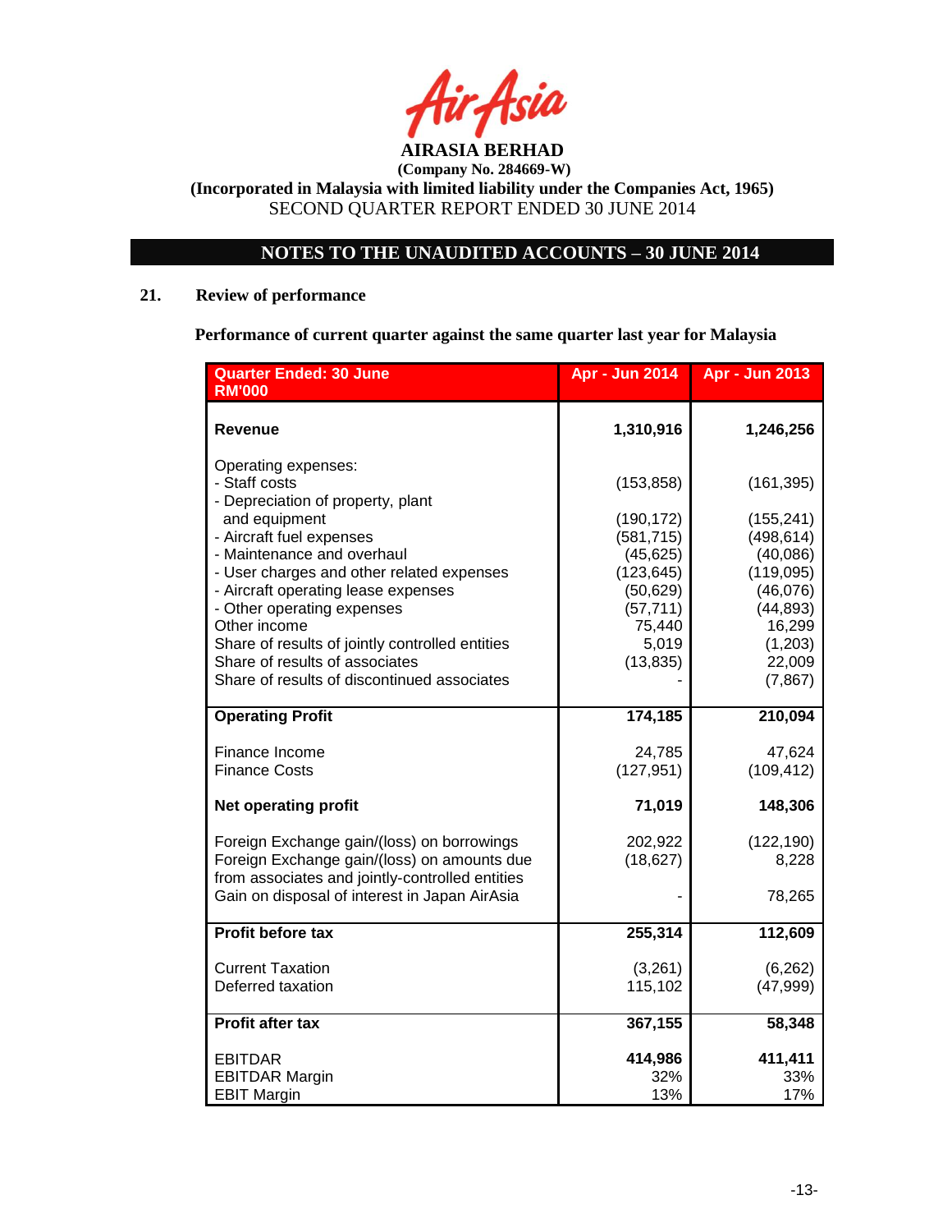**AIRASIA BERHAD**
**(Company No. 284669-W)**
**(Incorporated in Malaysia with limited liability under the Companies Act, 1965)**
SECOND QUARTER REPORT ENDED 30 JUNE 2014

## NOTES TO THE UNAUDITED ACCOUNTS – 30 JUNE 2014

### 21. Review of performance

**Performance of current quarter against the same quarter last year for Malaysia**

| Quarter Ended: 30 June RM'000 | Apr - Jun 2014 | Apr - Jun 2013 |
|---|---|---|
| **Revenue** | **1,310,916** | **1,246,256** |
| Operating expenses: | | |
| - Staff costs | (153,858) | (161,395) |
| - Depreciation of property, plant and equipment | (190,172) | (155,241) |
| - Aircraft fuel expenses | (581,715) | (498,614) |
| - Maintenance and overhaul | (45,625) | (40,086) |
| - User charges and other related expenses | (123,645) | (119,095) |
| - Aircraft operating lease expenses | (50,629) | (46,076) |
| - Other operating expenses | (57,711) | (44,893) |
| Other income | 75,440 | 16,299 |
| Share of results of jointly controlled entities | 5,019 | (1,203) |
| Share of results of associates | (13,835) | 22,009 |
| Share of results of discontinued associates | - | (7,867) |
| **Operating Profit** | **174,185** | **210,094** |
| Finance Income | 24,785 | 47,624 |
| Finance Costs | (127,951) | (109,412) |
| **Net operating profit** | **71,019** | **148,306** |
| Foreign Exchange gain/(loss) on borrowings | 202,922 | (122,190) |
| Foreign Exchange gain/(loss) on amounts due from associates and jointly-controlled entities | (18,627) | 8,228 |
| Gain on disposal of interest in Japan AirAsia | - | 78,265 |
| **Profit before tax** | **255,314** | **112,609** |
| Current Taxation | (3,261) | (6,262) |
| Deferred taxation | 115,102 | (47,999) |
| **Profit after tax** | **367,155** | **58,348** |
| EBITDAR | **414,986** | **411,411** |
| EBITDAR Margin | 32% | 33% |
| EBIT Margin | 13% | 17% |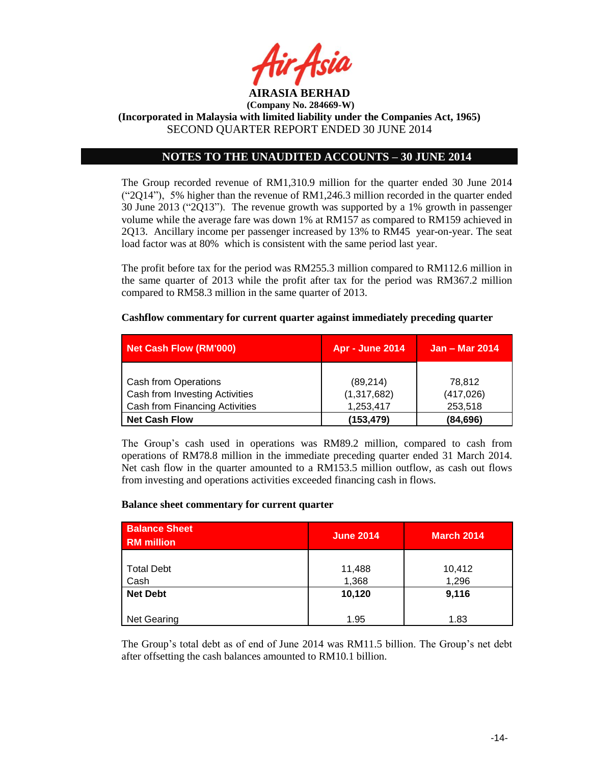**AIRASIA BERHAD**
**(Company No. 284669-W)**
**(Incorporated in Malaysia with limited liability under the Companies Act, 1965)**
SECOND QUARTER REPORT ENDED 30 JUNE 2014

## NOTES TO THE UNAUDITED ACCOUNTS – 30 JUNE 2014

The Group recorded revenue of RM1,310.9 million for the quarter ended 30 June 2014 ("2Q14"), 5% higher than the revenue of RM1,246.3 million recorded in the quarter ended 30 June 2013 ("2Q13"). The revenue growth was supported by a 1% growth in passenger volume while the average fare was down 1% at RM157 as compared to RM159 achieved in 2Q13. Ancillary income per passenger increased by 13% to RM45 year-on-year. The seat load factor was at 80% which is consistent with the same period last year.

The profit before tax for the period was RM255.3 million compared to RM112.6 million in the same quarter of 2013 while the profit after tax for the period was RM367.2 million compared to RM58.3 million in the same quarter of 2013.

**Cashflow commentary for current quarter against immediately preceding quarter**

| Net Cash Flow (RM'000) | Apr - June 2014 | Jan – Mar 2014 |
|---|---|---|
| Cash from Operations | (89,214) | 78,812 |
| Cash from Investing Activities | (1,317,682) | (417,026) |
| Cash from Financing Activities | 1,253,417 | 253,518 |
| **Net Cash Flow** | **(153,479)** | **(84,696)** |

The Group's cash used in operations was RM89.2 million, compared to cash from operations of RM78.8 million in the immediate preceding quarter ended 31 March 2014. Net cash flow in the quarter amounted to a RM153.5 million outflow, as cash out flows from investing and operations activities exceeded financing cash in flows.

**Balance sheet commentary for current quarter**

| Balance Sheet RM million | June 2014 | March 2014 |
|---|---|---|
| Total Debt | 11,488 | 10,412 |
| Cash | 1,368 | 1,296 |
| **Net Debt** | **10,120** | **9,116** |
| Net Gearing | 1.95 | 1.83 |

The Group's total debt as of end of June 2014 was RM11.5 billion. The Group's net debt after offsetting the cash balances amounted to RM10.1 billion.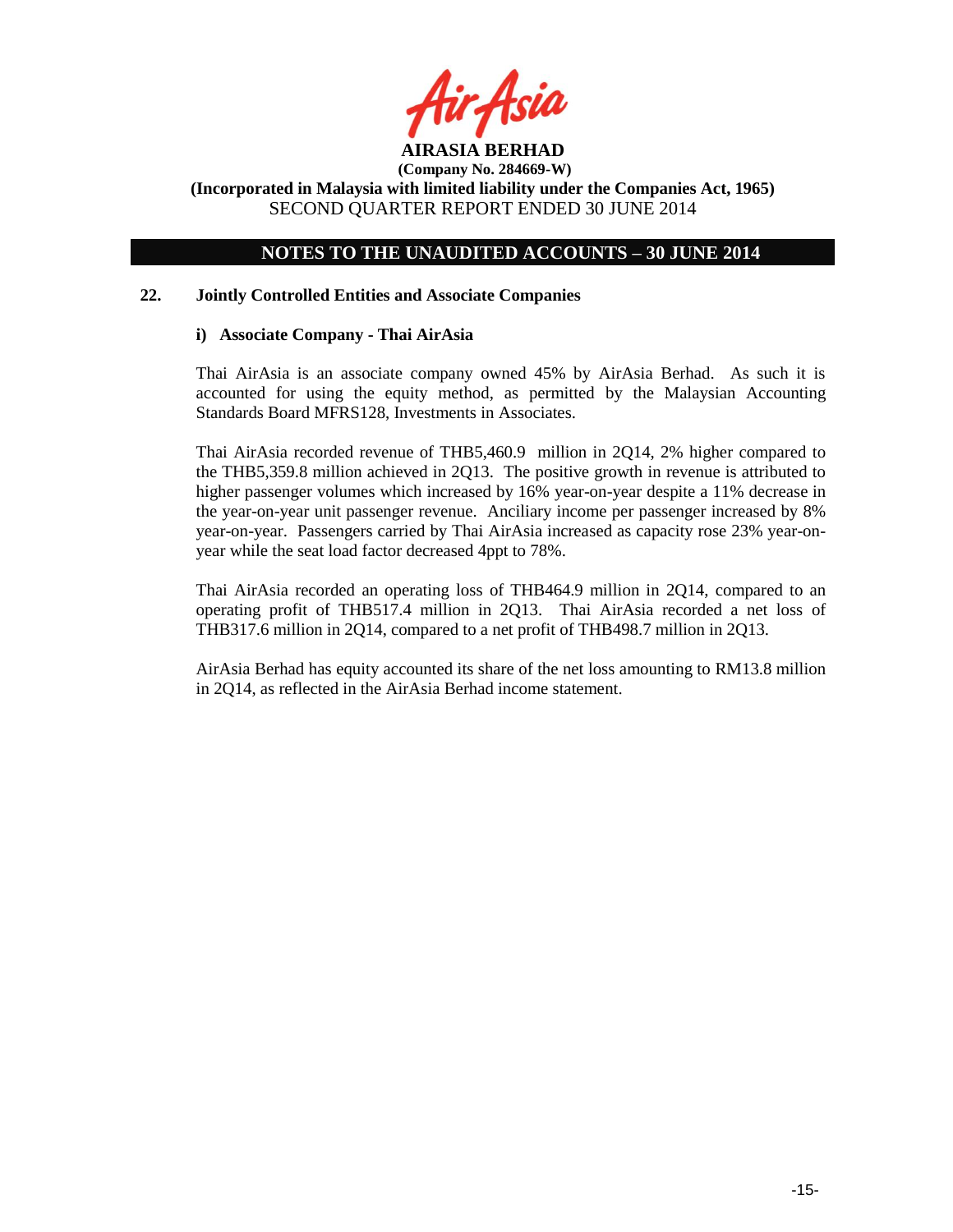**AIRASIA BERHAD**
**(Company No. 284669-W)**
**(Incorporated in Malaysia with limited liability under the Companies Act, 1965)**
SECOND QUARTER REPORT ENDED 30 JUNE 2014

## NOTES TO THE UNAUDITED ACCOUNTS – 30 JUNE 2014

### 22. Jointly Controlled Entities and Associate Companies

#### i) Associate Company - Thai AirAsia

Thai AirAsia is an associate company owned 45% by AirAsia Berhad. As such it is accounted for using the equity method, as permitted by the Malaysian Accounting Standards Board MFRS128, Investments in Associates.

Thai AirAsia recorded revenue of THB5,460.9 million in 2Q14, 2% higher compared to the THB5,359.8 million achieved in 2Q13. The positive growth in revenue is attributed to higher passenger volumes which increased by 16% year-on-year despite a 11% decrease in the year-on-year unit passenger revenue. Anciliary income per passenger increased by 8% year-on-year. Passengers carried by Thai AirAsia increased as capacity rose 23% year-on-year while the seat load factor decreased 4ppt to 78%.

Thai AirAsia recorded an operating loss of THB464.9 million in 2Q14, compared to an operating profit of THB517.4 million in 2Q13. Thai AirAsia recorded a net loss of THB317.6 million in 2Q14, compared to a net profit of THB498.7 million in 2Q13.

AirAsia Berhad has equity accounted its share of the net loss amounting to RM13.8 million in 2Q14, as reflected in the AirAsia Berhad income statement.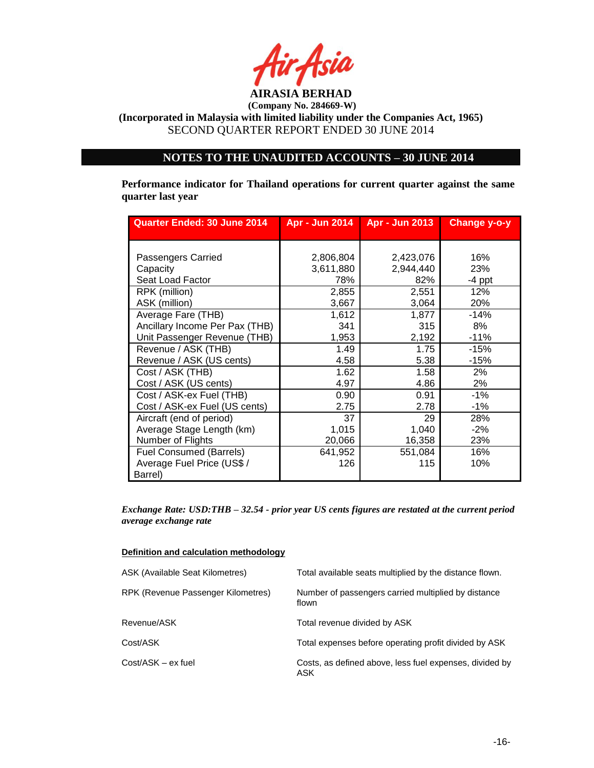**AIRASIA BERHAD**

**(Company No. 284669-W)**

**(Incorporated in Malaysia with limited liability under the Companies Act, 1965)**

SECOND QUARTER REPORT ENDED 30 JUNE 2014

## NOTES TO THE UNAUDITED ACCOUNTS – 30 JUNE 2014

**Performance indicator for Thailand operations for current quarter against the same quarter last year**

| Quarter Ended: 30 June 2014 | Apr - Jun 2014 | Apr - Jun 2013 | Change y-o-y |
|---|---|---|---|
| Passengers Carried | 2,806,804 | 2,423,076 | 16% |
| Capacity | 3,611,880 | 2,944,440 | 23% |
| Seat Load Factor | 78% | 82% | -4 ppt |
| RPK (million) | 2,855 | 2,551 | 12% |
| ASK (million) | 3,667 | 3,064 | 20% |
| Average Fare (THB) | 1,612 | 1,877 | -14% |
| Ancillary Income Per Pax (THB) | 341 | 315 | 8% |
| Unit Passenger Revenue (THB) | 1,953 | 2,192 | -11% |
| Revenue / ASK (THB) | 1.49 | 1.75 | -15% |
| Revenue / ASK (US cents) | 4.58 | 5.38 | -15% |
| Cost / ASK (THB) | 1.62 | 1.58 | 2% |
| Cost / ASK (US cents) | 4.97 | 4.86 | 2% |
| Cost / ASK-ex Fuel (THB) | 0.90 | 0.91 | -1% |
| Cost / ASK-ex Fuel (US cents) | 2.75 | 2.78 | -1% |
| Aircraft (end of period) | 37 | 29 | 28% |
| Average Stage Length (km) | 1,015 | 1,040 | -2% |
| Number of Flights | 20,066 | 16,358 | 23% |
| Fuel Consumed (Barrels) | 641,952 | 551,084 | 16% |
| Average Fuel Price (US$ / Barrel) | 126 | 115 | 10% |

*Exchange Rate: USD:THB – 32.54 - prior year US cents figures are restated at the current period average exchange rate*

**Definition and calculation methodology**

| | |
|---|---|
| ASK (Available Seat Kilometres) | Total available seats multiplied by the distance flown. |
| RPK (Revenue Passenger Kilometres) | Number of passengers carried multiplied by distance flown |
| Revenue/ASK | Total revenue divided by ASK |
| Cost/ASK | Total expenses before operating profit divided by ASK |
| Cost/ASK – ex fuel | Costs, as defined above, less fuel expenses, divided by ASK |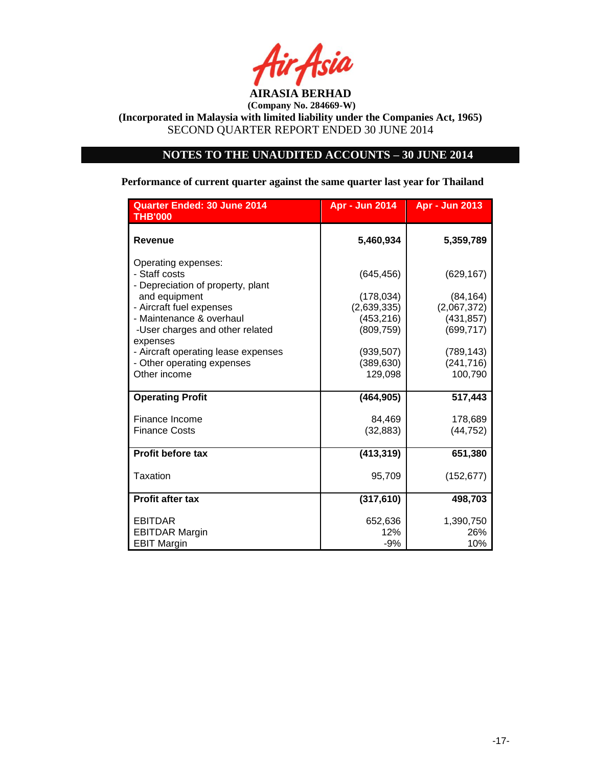**AIRASIA BERHAD**

**(Company No. 284669-W)**

**(Incorporated in Malaysia with limited liability under the Companies Act, 1965)**

SECOND QUARTER REPORT ENDED 30 JUNE 2014

## NOTES TO THE UNAUDITED ACCOUNTS – 30 JUNE 2014

**Performance of current quarter against the same quarter last year for Thailand**

| Quarter Ended: 30 June 2014 THB'000 | Apr - Jun 2014 | Apr - Jun 2013 |
|---|---|---|
| **Revenue** | **5,460,934** | **5,359,789** |
| Operating expenses: | | |
| - Staff costs | (645,456) | (629,167) |
| - Depreciation of property, plant and equipment | (178,034) | (84,164) |
| - Aircraft fuel expenses | (2,639,335) | (2,067,372) |
| - Maintenance & overhaul | (453,216) | (431,857) |
| -User charges and other related expenses | (809,759) | (699,717) |
| - Aircraft operating lease expenses | (939,507) | (789,143) |
| - Other operating expenses | (389,630) | (241,716) |
| Other income | 129,098 | 100,790 |
| **Operating Profit** | **(464,905)** | **517,443** |
| Finance Income | 84,469 | 178,689 |
| Finance Costs | (32,883) | (44,752) |
| **Profit before tax** | **(413,319)** | **651,380** |
| Taxation | 95,709 | (152,677) |
| **Profit after tax** | **(317,610)** | **498,703** |
| EBITDAR | 652,636 | 1,390,750 |
| EBITDAR Margin | 12% | 26% |
| EBIT Margin | -9% | 10% |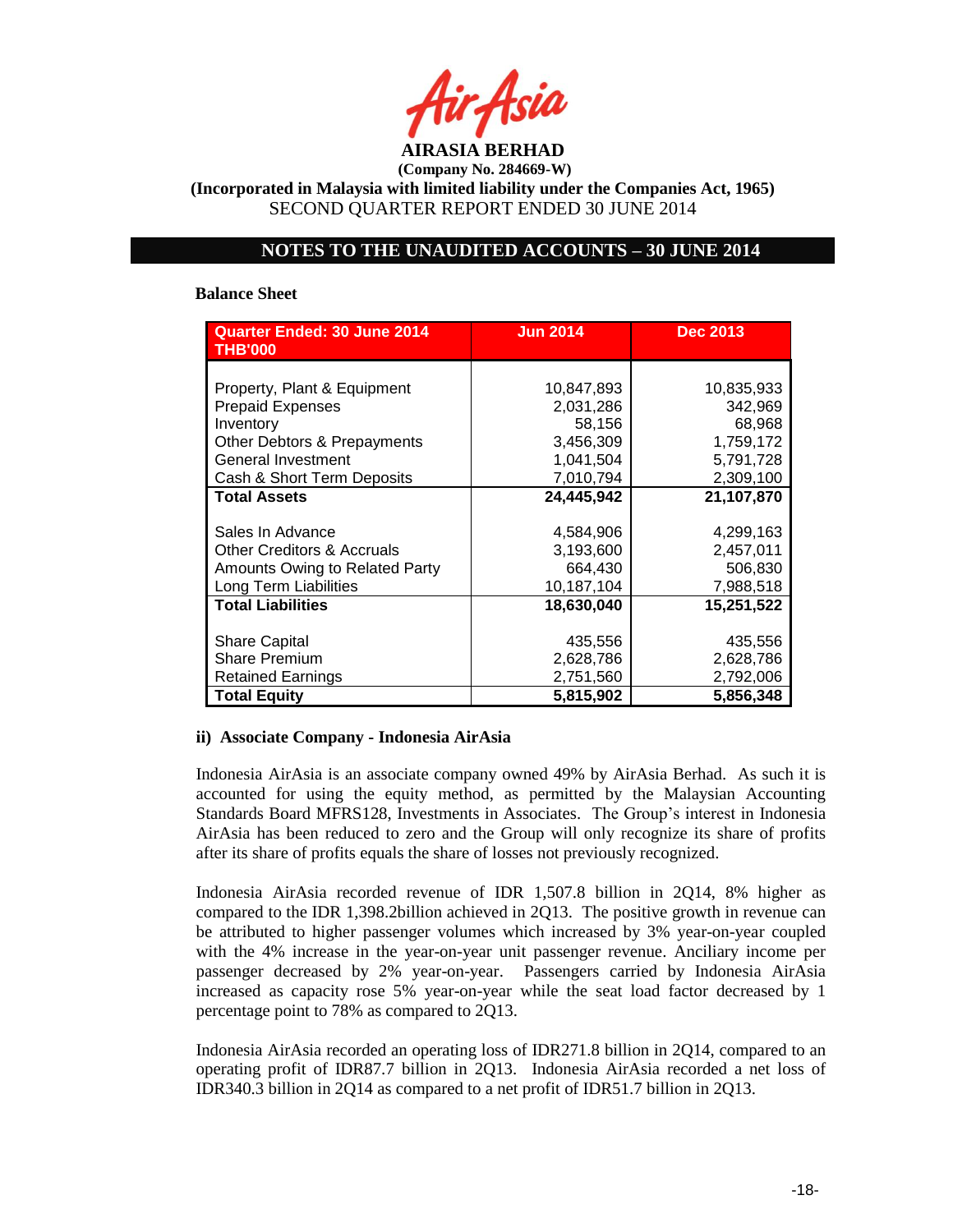**AIRASIA BERHAD**
**(Company No. 284669-W)**
**(Incorporated in Malaysia with limited liability under the Companies Act, 1965)**
SECOND QUARTER REPORT ENDED 30 JUNE 2014

## NOTES TO THE UNAUDITED ACCOUNTS – 30 JUNE 2014

**Balance Sheet**

| Quarter Ended: 30 June 2014 THB'000 | Jun 2014 | Dec 2013 |
|---|---|---|
| Property, Plant & Equipment | 10,847,893 | 10,835,933 |
| Prepaid Expenses | 2,031,286 | 342,969 |
| Inventory | 58,156 | 68,968 |
| Other Debtors & Prepayments | 3,456,309 | 1,759,172 |
| General Investment | 1,041,504 | 5,791,728 |
| Cash & Short Term Deposits | 7,010,794 | 2,309,100 |
| **Total Assets** | **24,445,942** | **21,107,870** |
| Sales In Advance | 4,584,906 | 4,299,163 |
| Other Creditors & Accruals | 3,193,600 | 2,457,011 |
| Amounts Owing to Related Party | 664,430 | 506,830 |
| Long Term Liabilities | 10,187,104 | 7,988,518 |
| **Total Liabilities** | **18,630,040** | **15,251,522** |
| Share Capital | 435,556 | 435,556 |
| Share Premium | 2,628,786 | 2,628,786 |
| Retained Earnings | 2,751,560 | 2,792,006 |
| **Total Equity** | **5,815,902** | **5,856,348** |

### ii) Associate Company - Indonesia AirAsia

Indonesia AirAsia is an associate company owned 49% by AirAsia Berhad. As such it is accounted for using the equity method, as permitted by the Malaysian Accounting Standards Board MFRS128, Investments in Associates. The Group's interest in Indonesia AirAsia has been reduced to zero and the Group will only recognize its share of profits after its share of profits equals the share of losses not previously recognized.

Indonesia AirAsia recorded revenue of IDR 1,507.8 billion in 2Q14, 8% higher as compared to the IDR 1,398.2billion achieved in 2Q13. The positive growth in revenue can be attributed to higher passenger volumes which increased by 3% year-on-year coupled with the 4% increase in the year-on-year unit passenger revenue. Anciliary income per passenger decreased by 2% year-on-year. Passengers carried by Indonesia AirAsia increased as capacity rose 5% year-on-year while the seat load factor decreased by 1 percentage point to 78% as compared to 2Q13.

Indonesia AirAsia recorded an operating loss of IDR271.8 billion in 2Q14, compared to an operating profit of IDR87.7 billion in 2Q13. Indonesia AirAsia recorded a net loss of IDR340.3 billion in 2Q14 as compared to a net profit of IDR51.7 billion in 2Q13.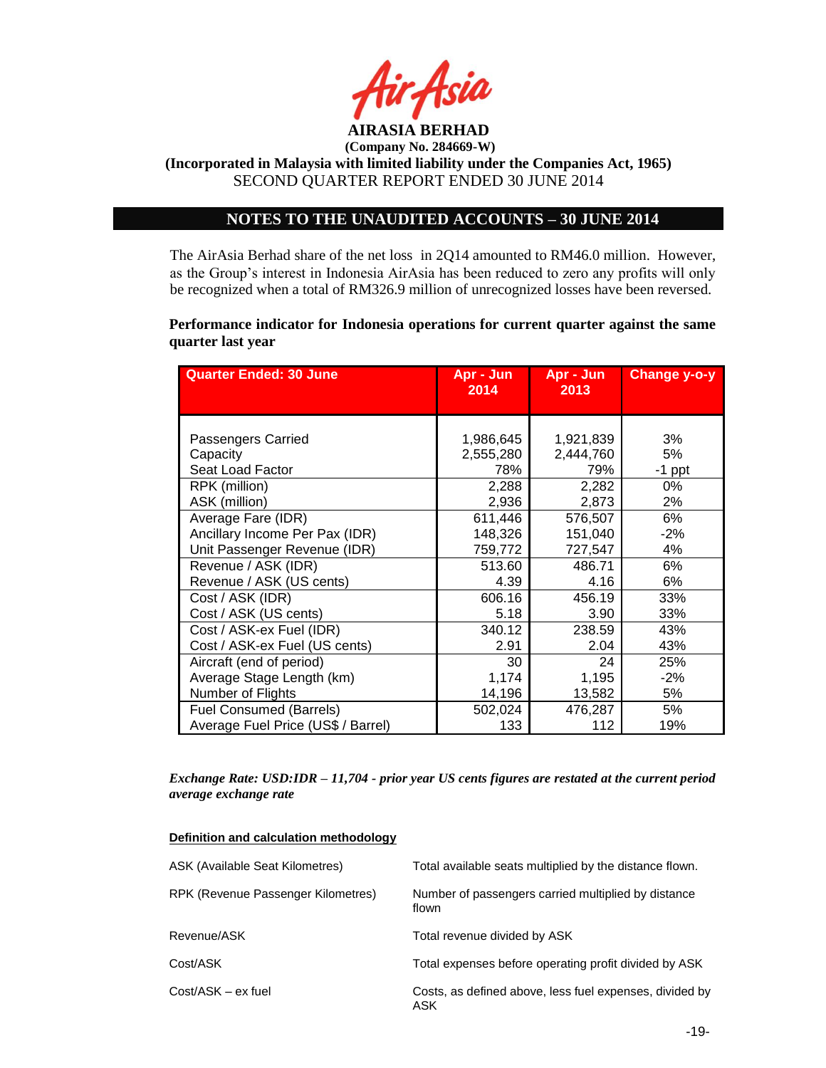**AIRASIA BERHAD**
**(Company No. 284669-W)**
**(Incorporated in Malaysia with limited liability under the Companies Act, 1965)**
SECOND QUARTER REPORT ENDED 30 JUNE 2014

## NOTES TO THE UNAUDITED ACCOUNTS – 30 JUNE 2014

The AirAsia Berhad share of the net loss in 2Q14 amounted to RM46.0 million. However, as the Group's interest in Indonesia AirAsia has been reduced to zero any profits will only be recognized when a total of RM326.9 million of unrecognized losses have been reversed.

**Performance indicator for Indonesia operations for current quarter against the same quarter last year**

| Quarter Ended: 30 June | Apr - Jun 2014 | Apr - Jun 2013 | Change y-o-y |
|---|---|---|---|
| Passengers Carried | 1,986,645 | 1,921,839 | 3% |
| Capacity | 2,555,280 | 2,444,760 | 5% |
| Seat Load Factor | 78% | 79% | -1 ppt |
| RPK (million) | 2,288 | 2,282 | 0% |
| ASK (million) | 2,936 | 2,873 | 2% |
| Average Fare (IDR) | 611,446 | 576,507 | 6% |
| Ancillary Income Per Pax (IDR) | 148,326 | 151,040 | -2% |
| Unit Passenger Revenue (IDR) | 759,772 | 727,547 | 4% |
| Revenue / ASK (IDR) | 513.60 | 486.71 | 6% |
| Revenue / ASK (US cents) | 4.39 | 4.16 | 6% |
| Cost / ASK (IDR) | 606.16 | 456.19 | 33% |
| Cost / ASK (US cents) | 5.18 | 3.90 | 33% |
| Cost / ASK-ex Fuel (IDR) | 340.12 | 238.59 | 43% |
| Cost / ASK-ex Fuel (US cents) | 2.91 | 2.04 | 43% |
| Aircraft (end of period) | 30 | 24 | 25% |
| Average Stage Length (km) | 1,174 | 1,195 | -2% |
| Number of Flights | 14,196 | 13,582 | 5% |
| Fuel Consumed (Barrels) | 502,024 | 476,287 | 5% |
| Average Fuel Price (US$ / Barrel) | 133 | 112 | 19% |

***Exchange Rate: USD:IDR – 11,704 - prior year US cents figures are restated at the current period average exchange rate***

**Definition and calculation methodology**

| | |
|---|---|
| ASK (Available Seat Kilometres) | Total available seats multiplied by the distance flown. |
| RPK (Revenue Passenger Kilometres) | Number of passengers carried multiplied by distance flown |
| Revenue/ASK | Total revenue divided by ASK |
| Cost/ASK | Total expenses before operating profit divided by ASK |
| Cost/ASK – ex fuel | Costs, as defined above, less fuel expenses, divided by ASK |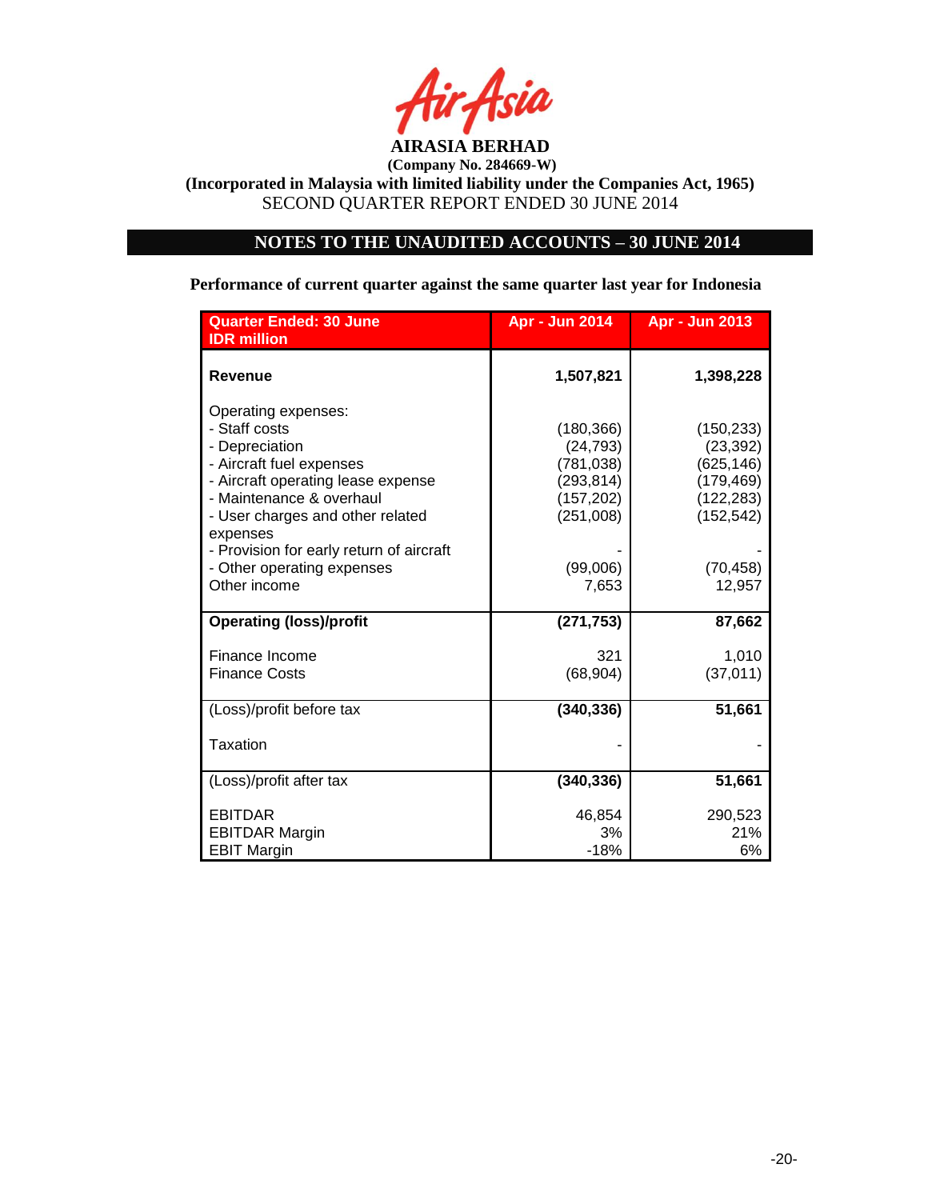**AIRASIA BERHAD**

**(Company No. 284669-W)**

**(Incorporated in Malaysia with limited liability under the Companies Act, 1965)**

SECOND QUARTER REPORT ENDED 30 JUNE 2014

## NOTES TO THE UNAUDITED ACCOUNTS – 30 JUNE 2014

**Performance of current quarter against the same quarter last year for Indonesia**

| Quarter Ended: 30 June<br>IDR million | Apr - Jun 2014 | Apr - Jun 2013 |
|---|---|---|
| **Revenue** | **1,507,821** | **1,398,228** |
| Operating expenses: | | |
| - Staff costs | (180,366) | (150,233) |
| - Depreciation | (24,793) | (23,392) |
| - Aircraft fuel expenses | (781,038) | (625,146) |
| - Aircraft operating lease expense | (293,814) | (179,469) |
| - Maintenance & overhaul | (157,202) | (122,283) |
| - User charges and other related expenses | (251,008) | (152,542) |
| - Provision for early return of aircraft | - | - |
| - Other operating expenses | (99,006) | (70,458) |
| Other income | 7,653 | 12,957 |
| **Operating (loss)/profit** | **(271,753)** | **87,662** |
| Finance Income | 321 | 1,010 |
| Finance Costs | (68,904) | (37,011) |
| (Loss)/profit before tax | **(340,336)** | **51,661** |
| Taxation | - | - |
| (Loss)/profit after tax | **(340,336)** | **51,661** |
| EBITDAR | 46,854 | 290,523 |
| EBITDAR Margin | 3% | 21% |
| EBIT Margin | -18% | 6% |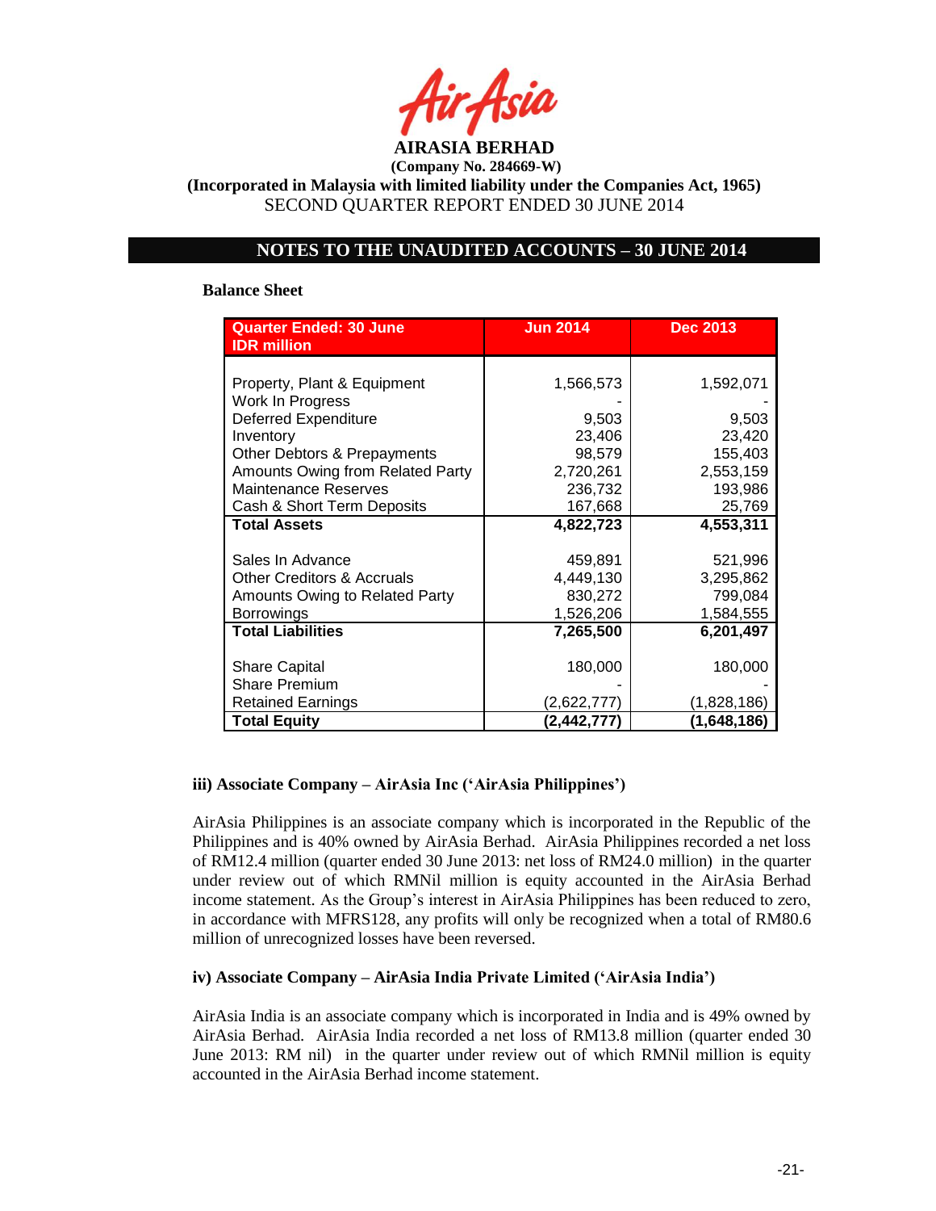**NOTES TO THE UNAUDITED ACCOUNTS – 30 JUNE 2014**

**Balance Sheet**

| Quarter Ended: 30 June IDR million | Jun 2014 | Dec 2013 |
|---|---|---|
| Property, Plant & Equipment | 1,566,573 | 1,592,071 |
| Work In Progress | - | - |
| Deferred Expenditure | 9,503 | 9,503 |
| Inventory | 23,406 | 23,420 |
| Other Debtors & Prepayments | 98,579 | 155,403 |
| Amounts Owing from Related Party | 2,720,261 | 2,553,159 |
| Maintenance Reserves | 236,732 | 193,986 |
| Cash & Short Term Deposits | 167,668 | 25,769 |
| **Total Assets** | **4,822,723** | **4,553,311** |
| Sales In Advance | 459,891 | 521,996 |
| Other Creditors & Accruals | 4,449,130 | 3,295,862 |
| Amounts Owing to Related Party | 830,272 | 799,084 |
| Borrowings | 1,526,206 | 1,584,555 |
| **Total Liabilities** | **7,265,500** | **6,201,497** |
| Share Capital | 180,000 | 180,000 |
| Share Premium | - | - |
| Retained Earnings | (2,622,777) | (1,828,186) |
| **Total Equity** | **(2,442,777)** | **(1,648,186)** |

**iii) Associate Company – AirAsia Inc ('AirAsia Philippines')**

AirAsia Philippines is an associate company which is incorporated in the Republic of the Philippines and is 40% owned by AirAsia Berhad. AirAsia Philippines recorded a net loss of RM12.4 million (quarter ended 30 June 2013: net loss of RM24.0 million) in the quarter under review out of which RMNil million is equity accounted in the AirAsia Berhad income statement. As the Group's interest in AirAsia Philippines has been reduced to zero, in accordance with MFRS128, any profits will only be recognized when a total of RM80.6 million of unrecognized losses have been reversed.

**iv) Associate Company – AirAsia India Private Limited ('AirAsia India')**

AirAsia India is an associate company which is incorporated in India and is 49% owned by AirAsia Berhad. AirAsia India recorded a net loss of RM13.8 million (quarter ended 30 June 2013: RM nil) in the quarter under review out of which RMNil million is equity accounted in the AirAsia Berhad income statement.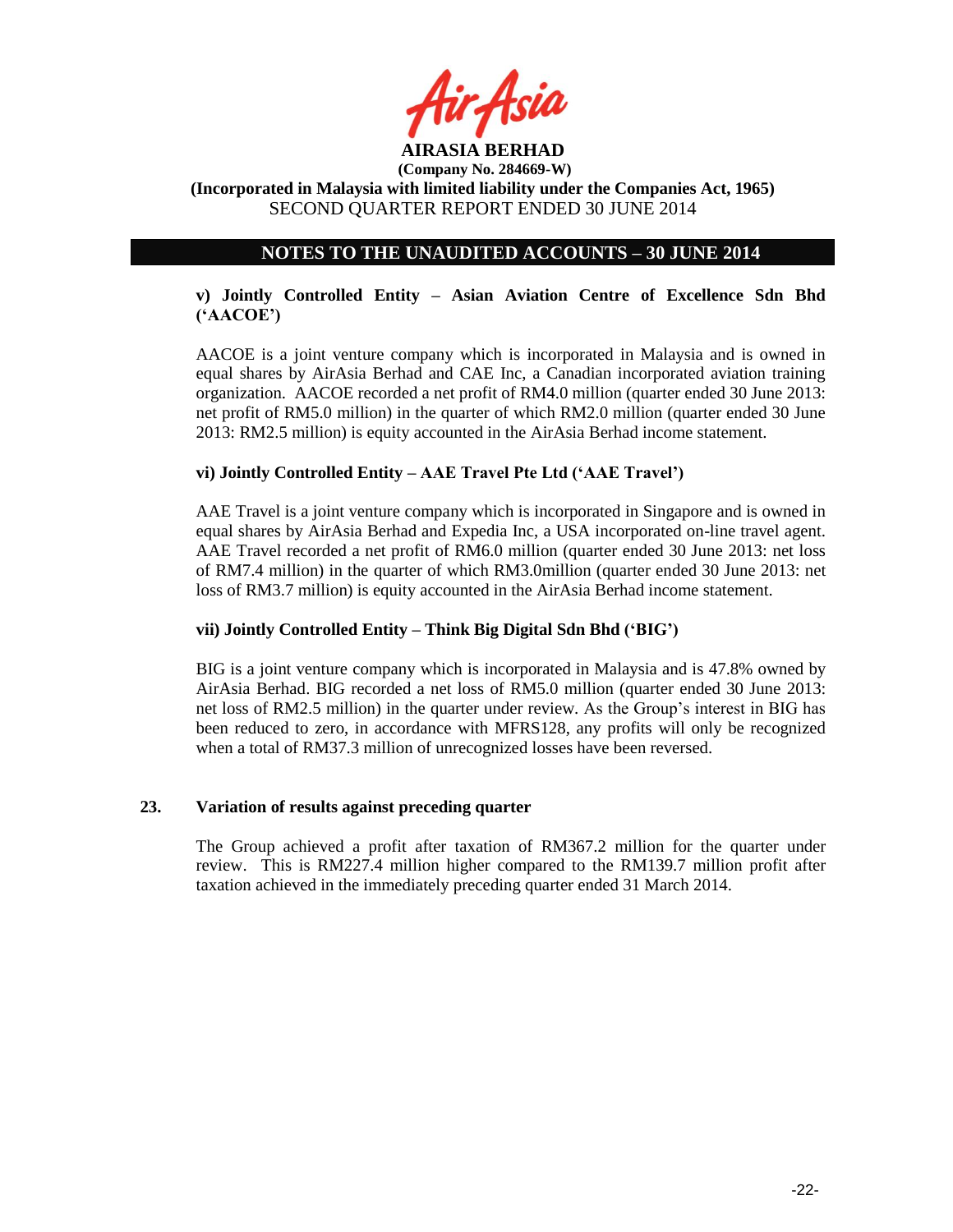**v) Jointly Controlled Entity – Asian Aviation Centre of Excellence Sdn Bhd ('AACOE')**

AACOE is a joint venture company which is incorporated in Malaysia and is owned in equal shares by AirAsia Berhad and CAE Inc, a Canadian incorporated aviation training organization. AACOE recorded a net profit of RM4.0 million (quarter ended 30 June 2013: net profit of RM5.0 million) in the quarter of which RM2.0 million (quarter ended 30 June 2013: RM2.5 million) is equity accounted in the AirAsia Berhad income statement.

**vi) Jointly Controlled Entity – AAE Travel Pte Ltd ('AAE Travel')**

AAE Travel is a joint venture company which is incorporated in Singapore and is owned in equal shares by AirAsia Berhad and Expedia Inc, a USA incorporated on-line travel agent. AAE Travel recorded a net profit of RM6.0 million (quarter ended 30 June 2013: net loss of RM7.4 million) in the quarter of which RM3.0million (quarter ended 30 June 2013: net loss of RM3.7 million) is equity accounted in the AirAsia Berhad income statement.

**vii) Jointly Controlled Entity – Think Big Digital Sdn Bhd ('BIG')**

BIG is a joint venture company which is incorporated in Malaysia and is 47.8% owned by AirAsia Berhad. BIG recorded a net loss of RM5.0 million (quarter ended 30 June 2013: net loss of RM2.5 million) in the quarter under review. As the Group's interest in BIG has been reduced to zero, in accordance with MFRS128, any profits will only be recognized when a total of RM37.3 million of unrecognized losses have been reversed.

## 23. Variation of results against preceding quarter

The Group achieved a profit after taxation of RM367.2 million for the quarter under review. This is RM227.4 million higher compared to the RM139.7 million profit after taxation achieved in the immediately preceding quarter ended 31 March 2014.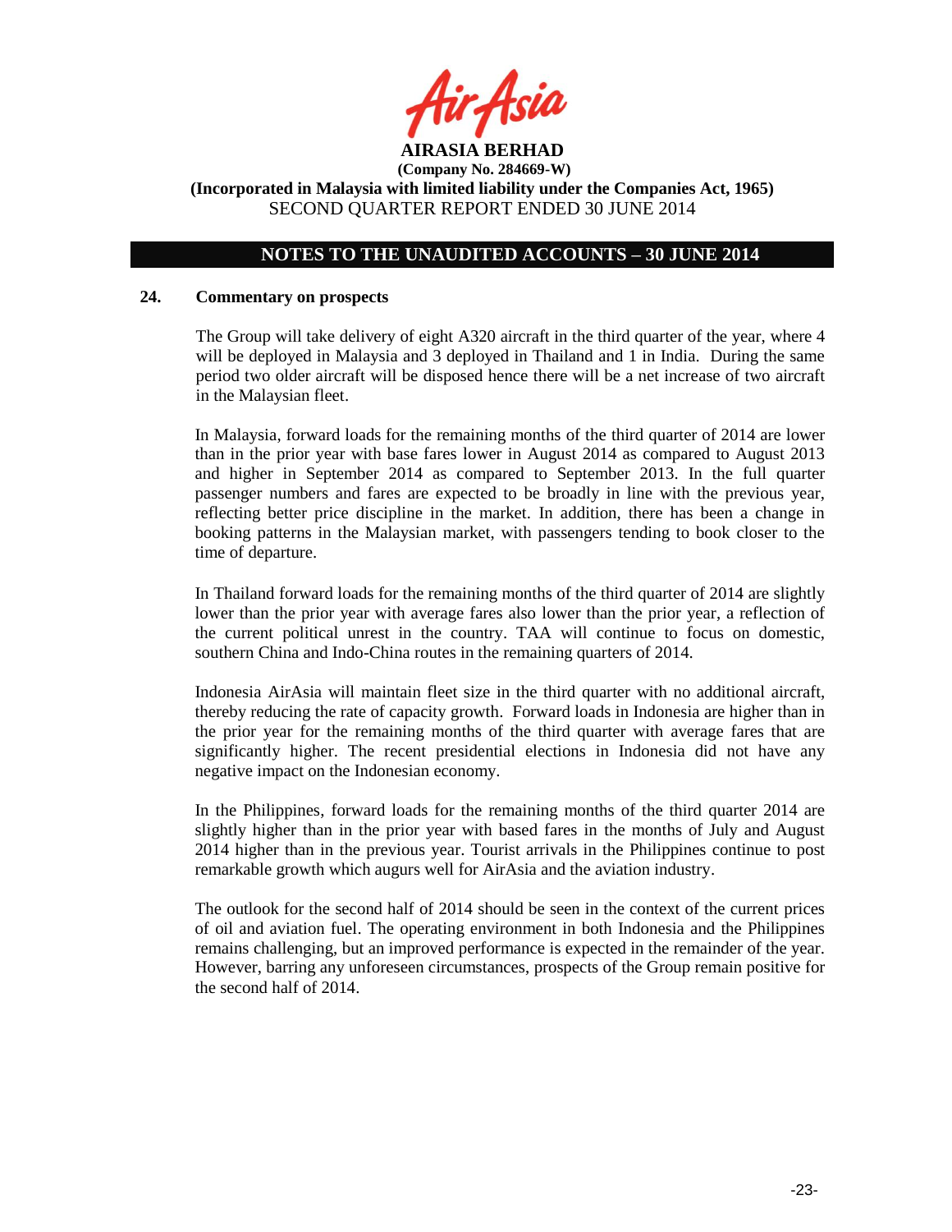**AIRASIA BERHAD**
**(Company No. 284669-W)**
**(Incorporated in Malaysia with limited liability under the Companies Act, 1965)**
SECOND QUARTER REPORT ENDED 30 JUNE 2014

## NOTES TO THE UNAUDITED ACCOUNTS – 30 JUNE 2014

### 24. Commentary on prospects

The Group will take delivery of eight A320 aircraft in the third quarter of the year, where 4 will be deployed in Malaysia and 3 deployed in Thailand and 1 in India. During the same period two older aircraft will be disposed hence there will be a net increase of two aircraft in the Malaysian fleet.

In Malaysia, forward loads for the remaining months of the third quarter of 2014 are lower than in the prior year with base fares lower in August 2014 as compared to August 2013 and higher in September 2014 as compared to September 2013. In the full quarter passenger numbers and fares are expected to be broadly in line with the previous year, reflecting better price discipline in the market. In addition, there has been a change in booking patterns in the Malaysian market, with passengers tending to book closer to the time of departure.

In Thailand forward loads for the remaining months of the third quarter of 2014 are slightly lower than the prior year with average fares also lower than the prior year, a reflection of the current political unrest in the country. TAA will continue to focus on domestic, southern China and Indo-China routes in the remaining quarters of 2014.

Indonesia AirAsia will maintain fleet size in the third quarter with no additional aircraft, thereby reducing the rate of capacity growth. Forward loads in Indonesia are higher than in the prior year for the remaining months of the third quarter with average fares that are significantly higher. The recent presidential elections in Indonesia did not have any negative impact on the Indonesian economy.

In the Philippines, forward loads for the remaining months of the third quarter 2014 are slightly higher than in the prior year with based fares in the months of July and August 2014 higher than in the previous year. Tourist arrivals in the Philippines continue to post remarkable growth which augurs well for AirAsia and the aviation industry.

The outlook for the second half of 2014 should be seen in the context of the current prices of oil and aviation fuel. The operating environment in both Indonesia and the Philippines remains challenging, but an improved performance is expected in the remainder of the year. However, barring any unforeseen circumstances, prospects of the Group remain positive for the second half of 2014.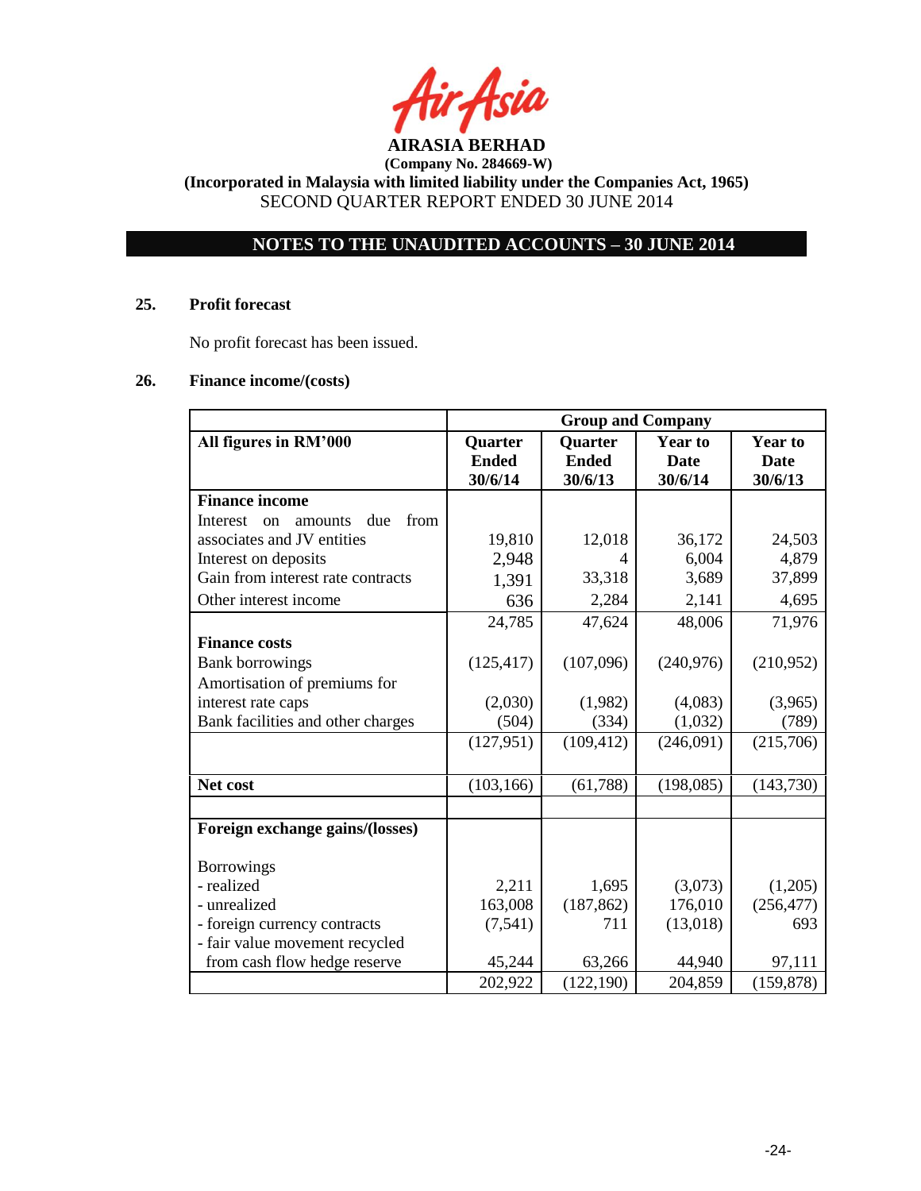**AIRASIA BERHAD**

**(Company No. 284669-W)**

**(Incorporated in Malaysia with limited liability under the Companies Act, 1965)**

SECOND QUARTER REPORT ENDED 30 JUNE 2014

**NOTES TO THE UNAUDITED ACCOUNTS – 30 JUNE 2014**

## 25. Profit forecast

No profit forecast has been issued.

## 26. Finance income/(costs)

| | Group and Company | | | |
|---|---|---|---|---|
| **All figures in RM'000** | **Quarter Ended 30/6/14** | **Quarter Ended 30/6/13** | **Year to Date 30/6/14** | **Year to Date 30/6/13** |
| **Finance income** | | | | |
| Interest on amounts due from associates and JV entities | 19,810 | 12,018 | 36,172 | 24,503 |
| Interest on deposits | 2,948 | 4 | 6,004 | 4,879 |
| Gain from interest rate contracts | 1,391 | 33,318 | 3,689 | 37,899 |
| Other interest income | 636 | 2,284 | 2,141 | 4,695 |
| | 24,785 | 47,624 | 48,006 | 71,976 |
| **Finance costs** | | | | |
| Bank borrowings | (125,417) | (107,096) | (240,976) | (210,952) |
| Amortisation of premiums for interest rate caps | (2,030) | (1,982) | (4,083) | (3,965) |
| Bank facilities and other charges | (504) | (334) | (1,032) | (789) |
| | (127,951) | (109,412) | (246,091) | (215,706) |
| **Net cost** | (103,166) | (61,788) | (198,085) | (143,730) |
| | | | | |
| **Foreign exchange gains/(losses)** | | | | |
| Borrowings | | | | |
| - realized | 2,211 | 1,695 | (3,073) | (1,205) |
| - unrealized | 163,008 | (187,862) | 176,010 | (256,477) |
| - foreign currency contracts | (7,541) | 711 | (13,018) | 693 |
| - fair value movement recycled from cash flow hedge reserve | 45,244 | 63,266 | 44,940 | 97,111 |
| | 202,922 | (122,190) | 204,859 | (159,878) |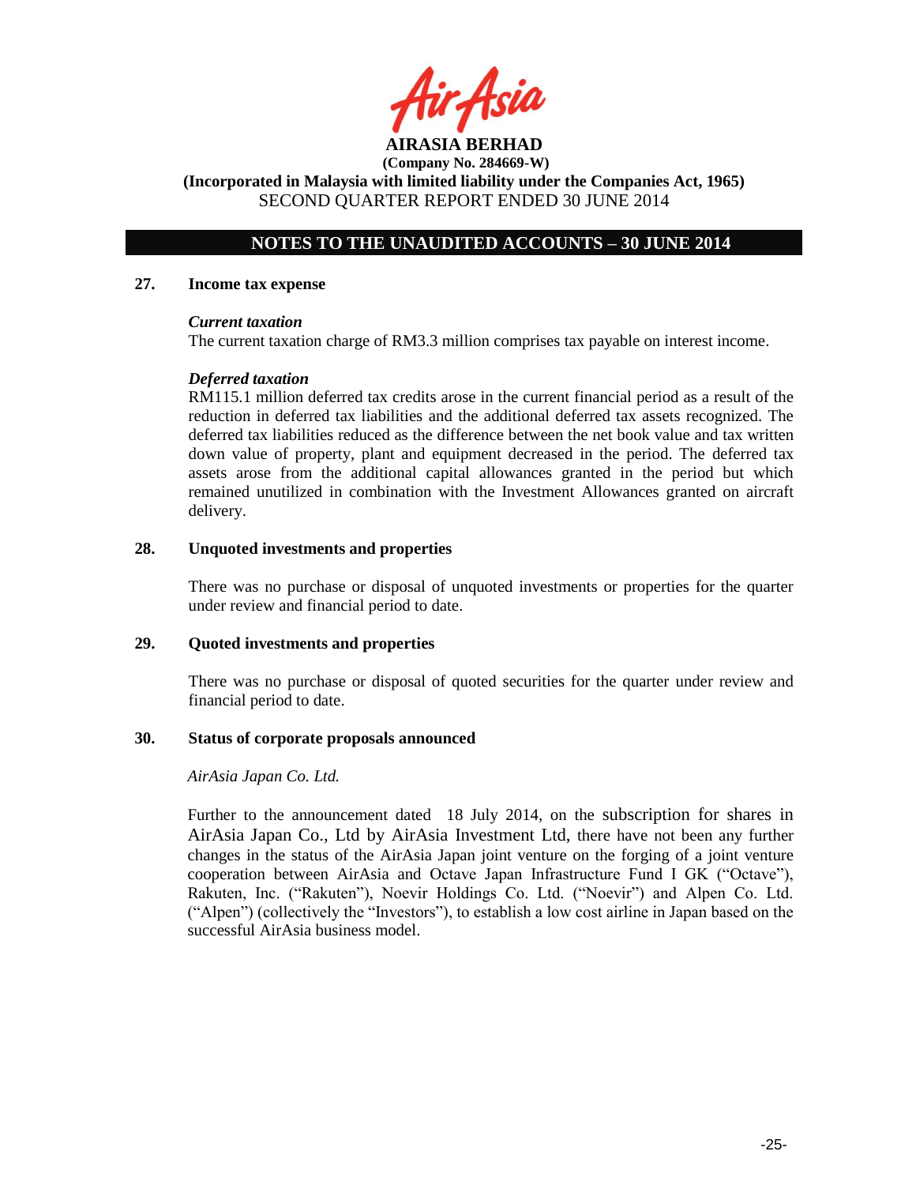**AIRASIA BERHAD**

**(Company No. 284669-W)**

**(Incorporated in Malaysia with limited liability under the Companies Act, 1965)**

SECOND QUARTER REPORT ENDED 30 JUNE 2014

## NOTES TO THE UNAUDITED ACCOUNTS – 30 JUNE 2014

### 27. Income tax expense

***Current taxation***

The current taxation charge of RM3.3 million comprises tax payable on interest income.

***Deferred taxation***

RM115.1 million deferred tax credits arose in the current financial period as a result of the reduction in deferred tax liabilities and the additional deferred tax assets recognized. The deferred tax liabilities reduced as the difference between the net book value and tax written down value of property, plant and equipment decreased in the period. The deferred tax assets arose from the additional capital allowances granted in the period but which remained unutilized in combination with the Investment Allowances granted on aircraft delivery.

### 28. Unquoted investments and properties

There was no purchase or disposal of unquoted investments or properties for the quarter under review and financial period to date.

### 29. Quoted investments and properties

There was no purchase or disposal of quoted securities for the quarter under review and financial period to date.

### 30. Status of corporate proposals announced

*AirAsia Japan Co. Ltd.*

Further to the announcement dated 18 July 2014, on the subscription for shares in AirAsia Japan Co., Ltd by AirAsia Investment Ltd, there have not been any further changes in the status of the AirAsia Japan joint venture on the forging of a joint venture cooperation between AirAsia and Octave Japan Infrastructure Fund I GK ("Octave"), Rakuten, Inc. ("Rakuten"), Noevir Holdings Co. Ltd. ("Noevir") and Alpen Co. Ltd. ("Alpen") (collectively the "Investors"), to establish a low cost airline in Japan based on the successful AirAsia business model.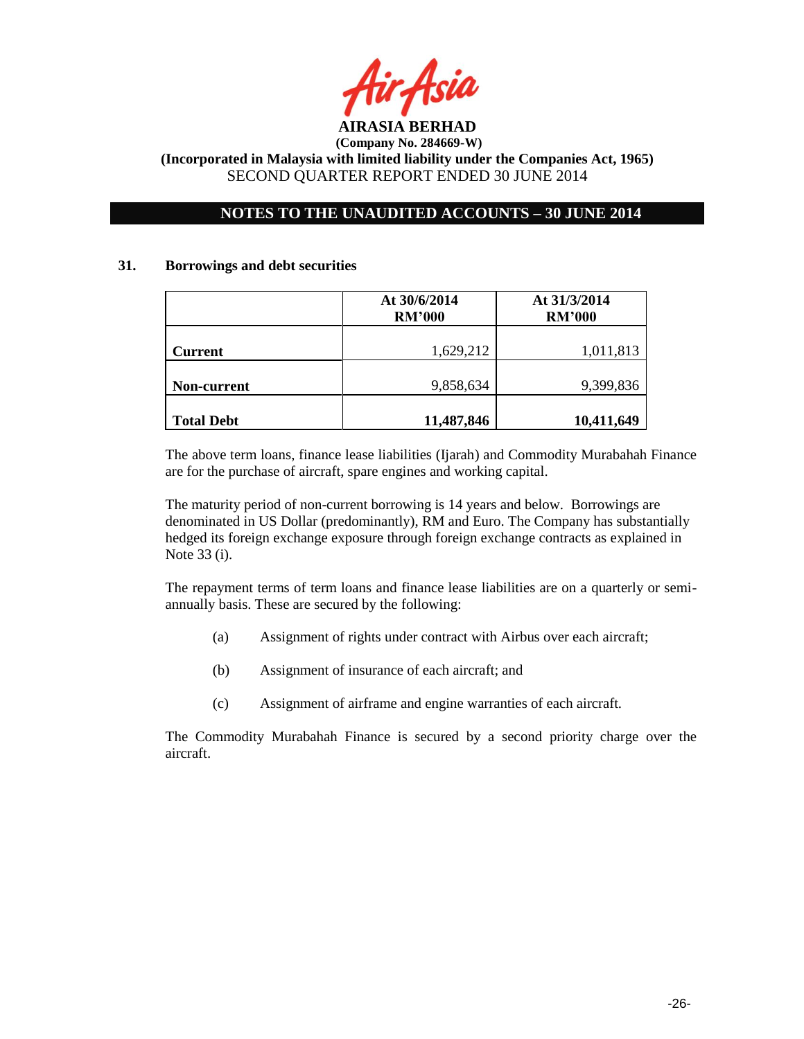**AIRASIA BERHAD**

**(Company No. 284669-W)**

**(Incorporated in Malaysia with limited liability under the Companies Act, 1965)**

SECOND QUARTER REPORT ENDED 30 JUNE 2014

## NOTES TO THE UNAUDITED ACCOUNTS – 30 JUNE 2014

### 31. Borrowings and debt securities

| | At 30/6/2014 RM'000 | At 31/3/2014 RM'000 |
|---|---|---|
| **Current** | 1,629,212 | 1,011,813 |
| **Non-current** | 9,858,634 | 9,399,836 |
| **Total Debt** | **11,487,846** | **10,411,649** |

The above term loans, finance lease liabilities (Ijarah) and Commodity Murabahah Finance are for the purchase of aircraft, spare engines and working capital.

The maturity period of non-current borrowing is 14 years and below. Borrowings are denominated in US Dollar (predominantly), RM and Euro. The Company has substantially hedged its foreign exchange exposure through foreign exchange contracts as explained in Note 33 (i).

The repayment terms of term loans and finance lease liabilities are on a quarterly or semi-annually basis. These are secured by the following:

(a) Assignment of rights under contract with Airbus over each aircraft;

(b) Assignment of insurance of each aircraft; and

(c) Assignment of airframe and engine warranties of each aircraft.

The Commodity Murabahah Finance is secured by a second priority charge over the aircraft.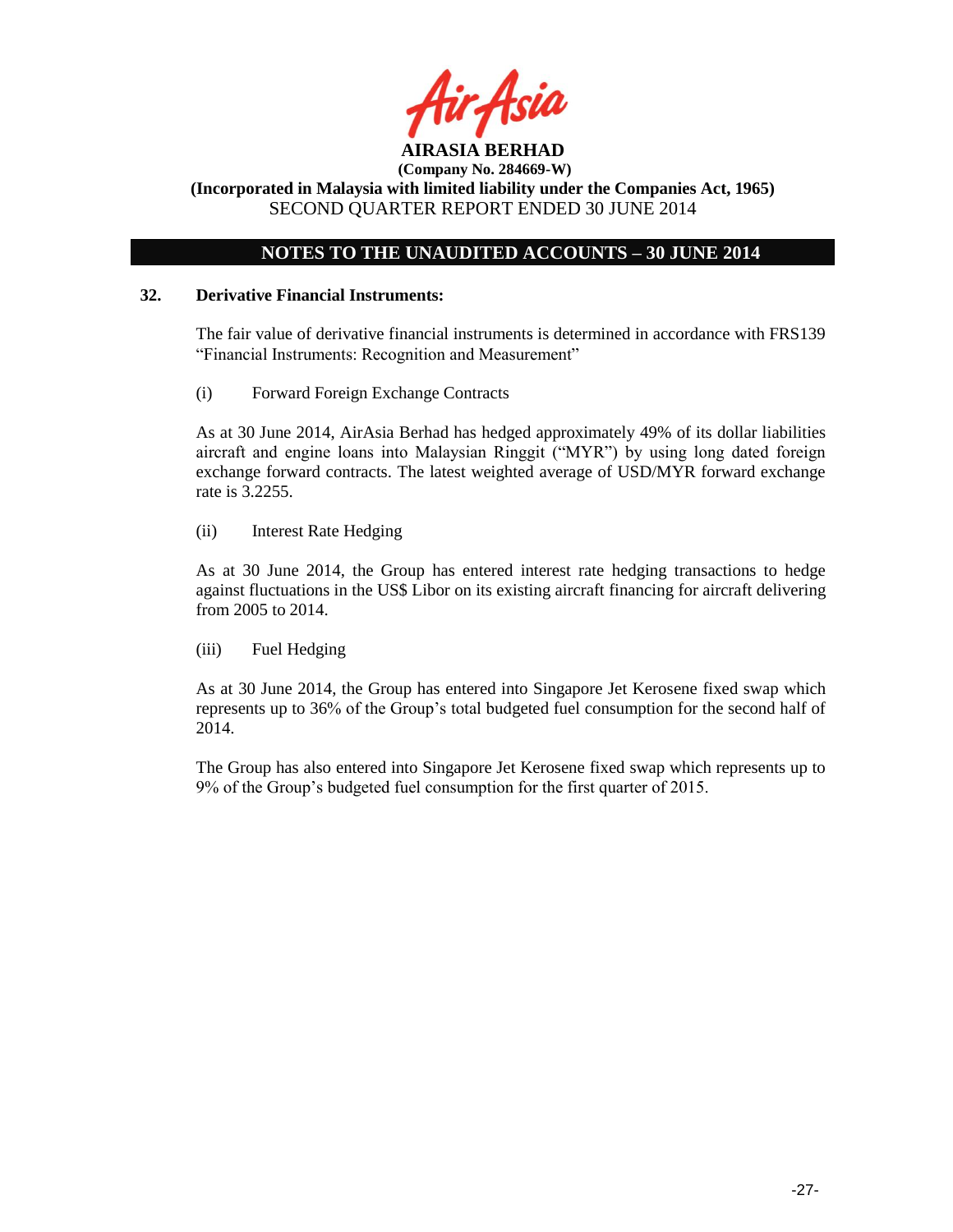**AIRASIA BERHAD**
**(Company No. 284669-W)**
**(Incorporated in Malaysia with limited liability under the Companies Act, 1965)**
SECOND QUARTER REPORT ENDED 30 JUNE 2014

## NOTES TO THE UNAUDITED ACCOUNTS – 30 JUNE 2014

### 32. Derivative Financial Instruments:

The fair value of derivative financial instruments is determined in accordance with FRS139 "Financial Instruments: Recognition and Measurement"

(i) Forward Foreign Exchange Contracts

As at 30 June 2014, AirAsia Berhad has hedged approximately 49% of its dollar liabilities aircraft and engine loans into Malaysian Ringgit ("MYR") by using long dated foreign exchange forward contracts. The latest weighted average of USD/MYR forward exchange rate is 3.2255.

(ii) Interest Rate Hedging

As at 30 June 2014, the Group has entered interest rate hedging transactions to hedge against fluctuations in the US$ Libor on its existing aircraft financing for aircraft delivering from 2005 to 2014.

(iii) Fuel Hedging

As at 30 June 2014, the Group has entered into Singapore Jet Kerosene fixed swap which represents up to 36% of the Group's total budgeted fuel consumption for the second half of 2014.

The Group has also entered into Singapore Jet Kerosene fixed swap which represents up to 9% of the Group's budgeted fuel consumption for the first quarter of 2015.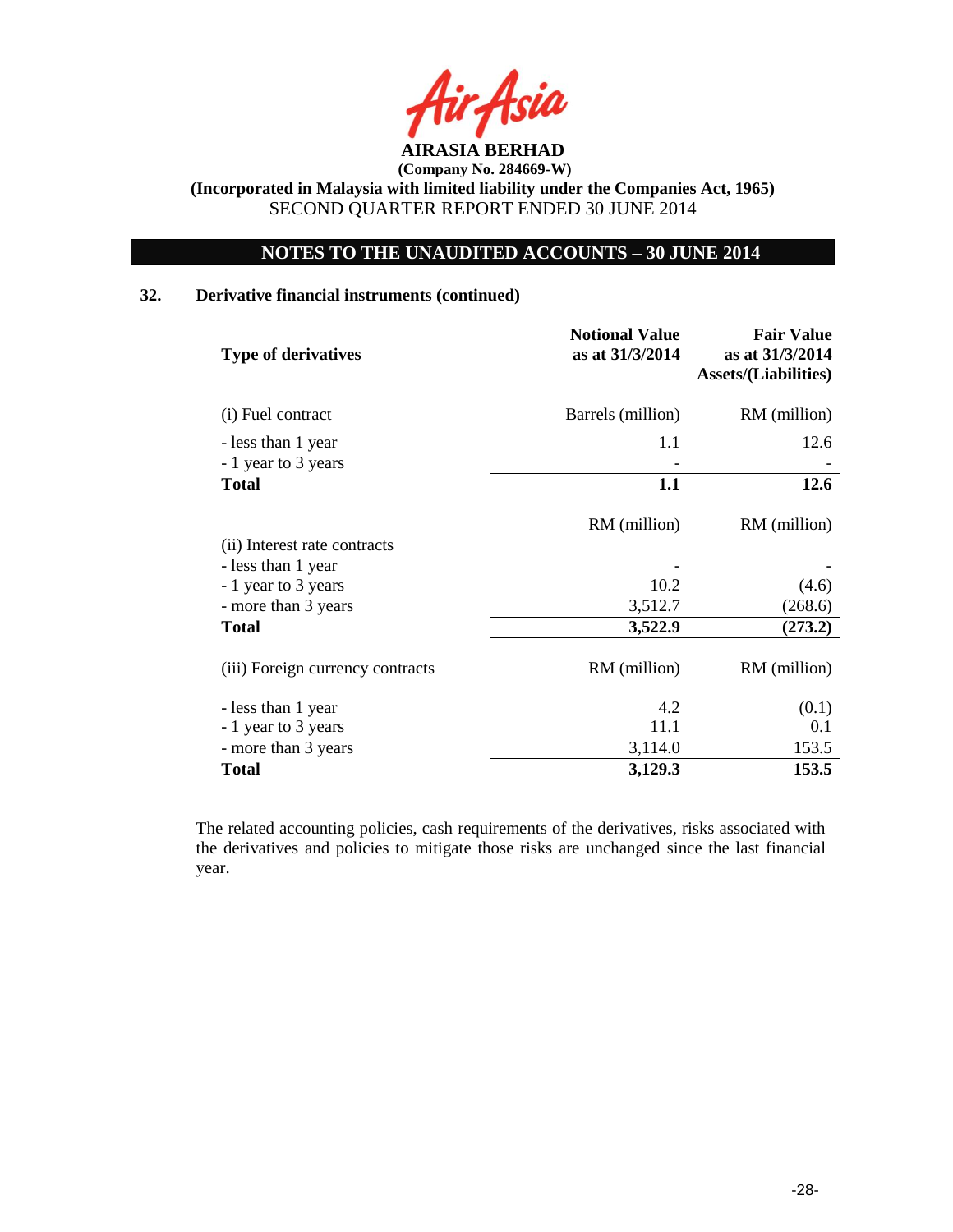AIRASIA BERHAD

(Company No. 284669-W)

(Incorporated in Malaysia with limited liability under the Companies Act, 1965)

SECOND QUARTER REPORT ENDED 30 JUNE 2014

## NOTES TO THE UNAUDITED ACCOUNTS – 30 JUNE 2014

### 32. Derivative financial instruments (continued)

| Type of derivatives | Notional Value as at 31/3/2014 | Fair Value as at 31/3/2014 Assets/(Liabilities) |
|---|---|---|
| (i) Fuel contract | Barrels (million) | RM (million) |
| - less than 1 year | 1.1 | 12.6 |
| - 1 year to 3 years | - | - |
| **Total** | **1.1** | **12.6** |
| | RM (million) | RM (million) |
| (ii) Interest rate contracts | | |
| - less than 1 year | - | - |
| - 1 year to 3 years | 10.2 | (4.6) |
| - more than 3 years | 3,512.7 | (268.6) |
| **Total** | **3,522.9** | **(273.2)** |
| (iii) Foreign currency contracts | RM (million) | RM (million) |
| - less than 1 year | 4.2 | (0.1) |
| - 1 year to 3 years | 11.1 | 0.1 |
| - more than 3 years | 3,114.0 | 153.5 |
| **Total** | **3,129.3** | **153.5** |

The related accounting policies, cash requirements of the derivatives, risks associated with the derivatives and policies to mitigate those risks are unchanged since the last financial year.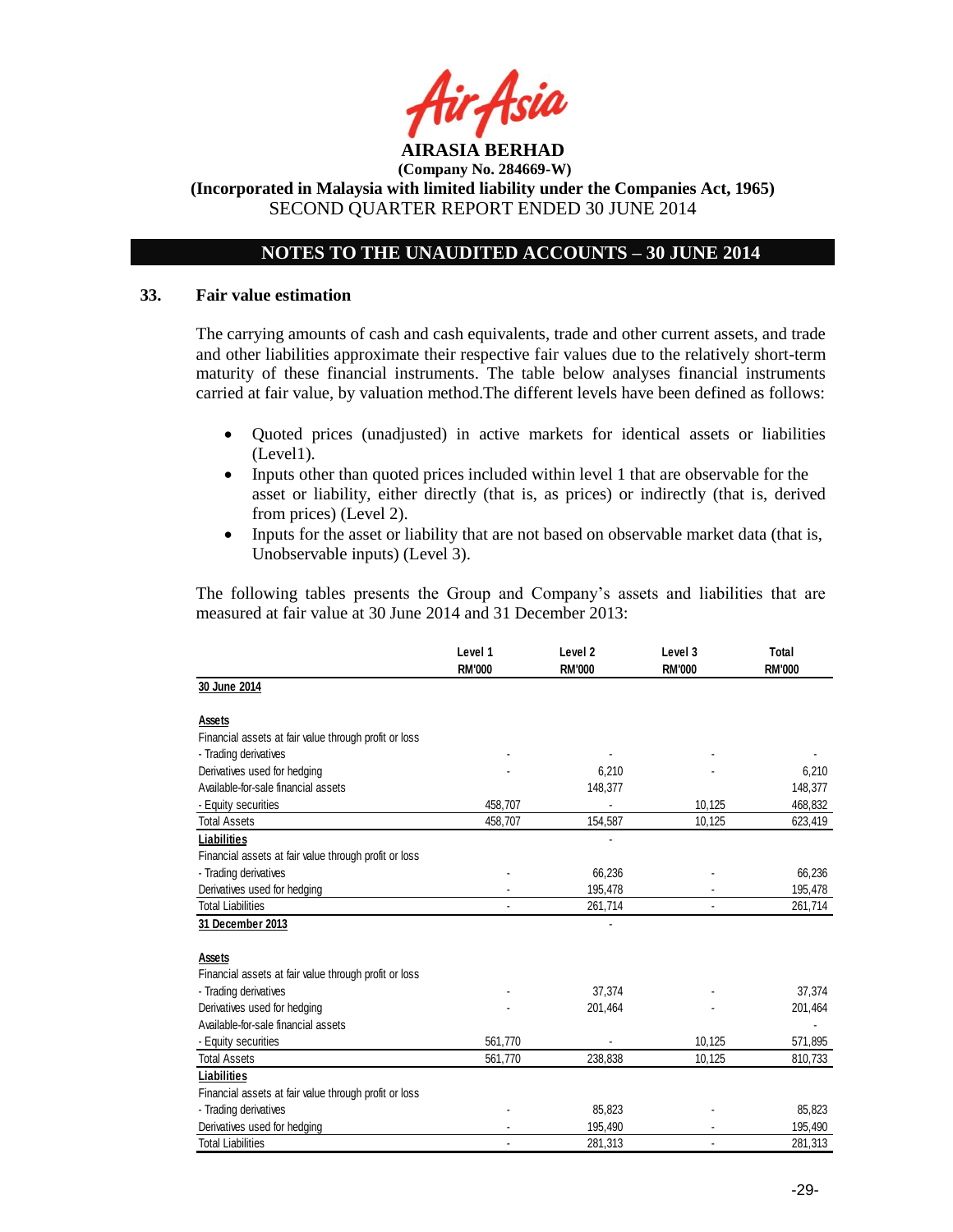**AIRASIA BERHAD**
**(Company No. 284669-W)**
**(Incorporated in Malaysia with limited liability under the Companies Act, 1965)**
SECOND QUARTER REPORT ENDED 30 JUNE 2014

## NOTES TO THE UNAUDITED ACCOUNTS – 30 JUNE 2014

### 33. Fair value estimation

The carrying amounts of cash and cash equivalents, trade and other current assets, and trade and other liabilities approximate their respective fair values due to the relatively short-term maturity of these financial instruments. The table below analyses financial instruments carried at fair value, by valuation method.The different levels have been defined as follows:

- Quoted prices (unadjusted) in active markets for identical assets or liabilities (Level1).
- Inputs other than quoted prices included within level 1 that are observable for the asset or liability, either directly (that is, as prices) or indirectly (that is, derived from prices) (Level 2).
- Inputs for the asset or liability that are not based on observable market data (that is, Unobservable inputs) (Level 3).

The following tables presents the Group and Company's assets and liabilities that are measured at fair value at 30 June 2014 and 31 December 2013:

| | Level 1 RM'000 | Level 2 RM'000 | Level 3 RM'000 | Total RM'000 |
|---|---|---|---|---|
| **30 June 2014** | | | | |
| **Assets** | | | | |
| Financial assets at fair value through profit or loss | | | | |
| - Trading derivatives | - | - | - | - |
| Derivatives used for hedging | - | 6,210 | - | 6,210 |
| Available-for-sale financial assets | | 148,377 | | 148,377 |
| - Equity securities | 458,707 | - | 10,125 | 468,832 |
| Total Assets | 458,707 | 154,587 | 10,125 | 623,419 |
| **Liabilities** | | - | | |
| Financial assets at fair value through profit or loss | | | | |
| - Trading derivatives | - | 66,236 | - | 66,236 |
| Derivatives used for hedging | - | 195,478 | - | 195,478 |
| Total Liabilities | - | 261,714 | - | 261,714 |
| **31 December 2013** | | - | | |
| **Assets** | | | | |
| Financial assets at fair value through profit or loss | | | | |
| - Trading derivatives | - | 37,374 | - | 37,374 |
| Derivatives used for hedging | - | 201,464 | - | 201,464 |
| Available-for-sale financial assets | | | | - |
| - Equity securities | 561,770 | - | 10,125 | 571,895 |
| Total Assets | 561,770 | 238,838 | 10,125 | 810,733 |
| **Liabilities** | | | | |
| Financial assets at fair value through profit or loss | | | | |
| - Trading derivatives | - | 85,823 | - | 85,823 |
| Derivatives used for hedging | - | 195,490 | - | 195,490 |
| Total Liabilities | - | 281,313 | - | 281,313 |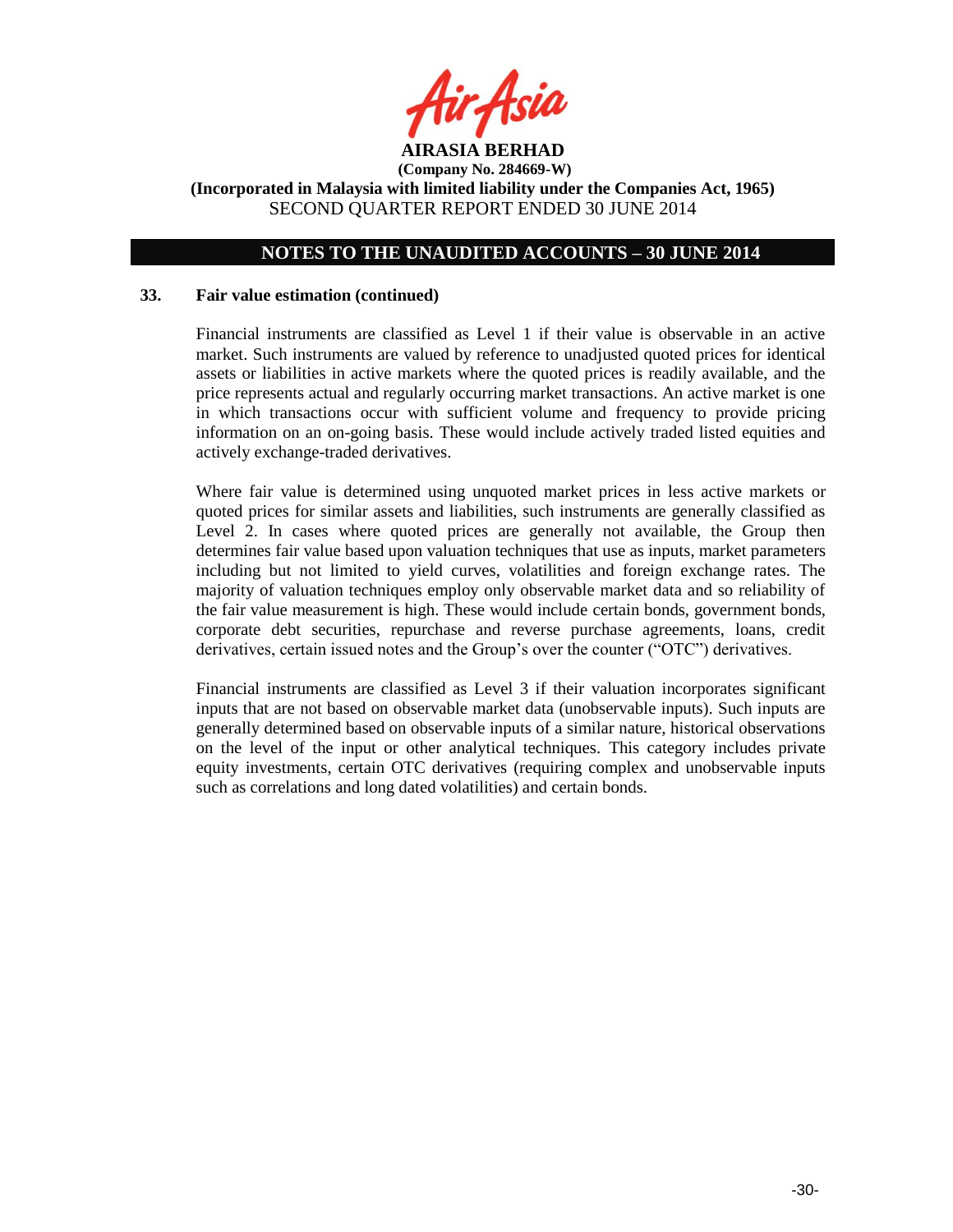## 33. Fair value estimation (continued)

Financial instruments are classified as Level 1 if their value is observable in an active market. Such instruments are valued by reference to unadjusted quoted prices for identical assets or liabilities in active markets where the quoted prices is readily available, and the price represents actual and regularly occurring market transactions. An active market is one in which transactions occur with sufficient volume and frequency to provide pricing information on an on-going basis. These would include actively traded listed equities and actively exchange-traded derivatives.

Where fair value is determined using unquoted market prices in less active markets or quoted prices for similar assets and liabilities, such instruments are generally classified as Level 2. In cases where quoted prices are generally not available, the Group then determines fair value based upon valuation techniques that use as inputs, market parameters including but not limited to yield curves, volatilities and foreign exchange rates. The majority of valuation techniques employ only observable market data and so reliability of the fair value measurement is high. These would include certain bonds, government bonds, corporate debt securities, repurchase and reverse purchase agreements, loans, credit derivatives, certain issued notes and the Group's over the counter ("OTC") derivatives.

Financial instruments are classified as Level 3 if their valuation incorporates significant inputs that are not based on observable market data (unobservable inputs). Such inputs are generally determined based on observable inputs of a similar nature, historical observations on the level of the input or other analytical techniques. This category includes private equity investments, certain OTC derivatives (requiring complex and unobservable inputs such as correlations and long dated volatilities) and certain bonds.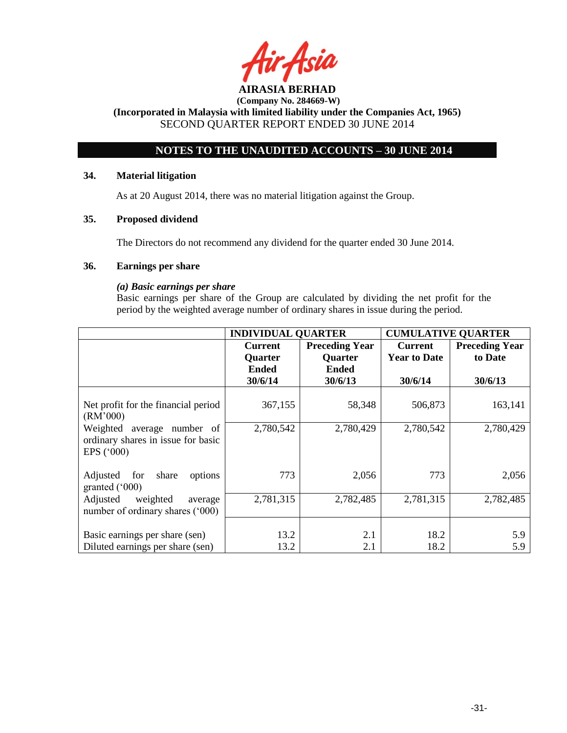**AIRASIA BERHAD**
**(Company No. 284669-W)**
**(Incorporated in Malaysia with limited liability under the Companies Act, 1965)**
SECOND QUARTER REPORT ENDED 30 JUNE 2014

## NOTES TO THE UNAUDITED ACCOUNTS – 30 JUNE 2014

### 34. Material litigation

As at 20 August 2014, there was no material litigation against the Group.

### 35. Proposed dividend

The Directors do not recommend any dividend for the quarter ended 30 June 2014.

### 36. Earnings per share

***(a) Basic earnings per share***

Basic earnings per share of the Group are calculated by dividing the net profit for the period by the weighted average number of ordinary shares in issue during the period.

| | INDIVIDUAL QUARTER | | CUMULATIVE QUARTER | |
|---|---|---|---|---|
| | **Current Quarter Ended 30/6/14** | **Preceding Year Quarter Ended 30/6/13** | **Current Year to Date 30/6/14** | **Preceding Year to Date 30/6/13** |
| Net profit for the financial period (RM'000) | 367,155 | 58,348 | 506,873 | 163,141 |
| Weighted average number of ordinary shares in issue for basic EPS ('000) | 2,780,542 | 2,780,429 | 2,780,542 | 2,780,429 |
| Adjusted for share options granted ('000) | 773 | 2,056 | 773 | 2,056 |
| Adjusted weighted average number of ordinary shares ('000) | 2,781,315 | 2,782,485 | 2,781,315 | 2,782,485 |
| Basic earnings per share (sen) | 13.2 | 2.1 | 18.2 | 5.9 |
| Diluted earnings per share (sen) | 13.2 | 2.1 | 18.2 | 5.9 |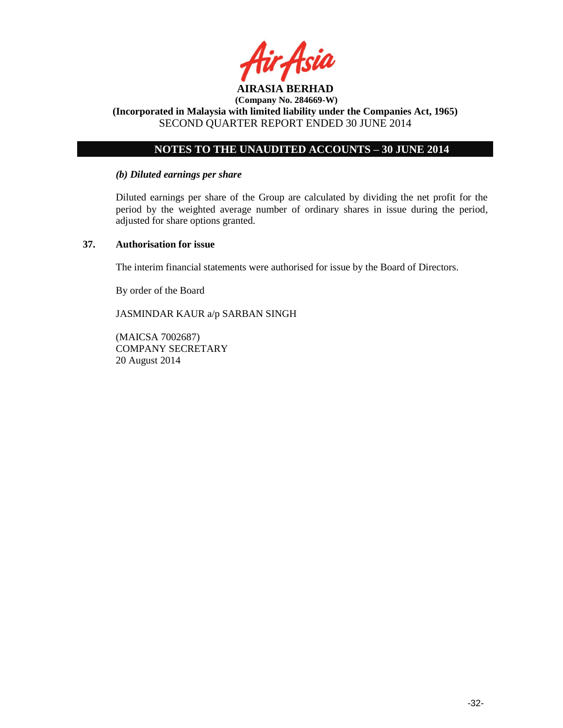### *(b) Diluted earnings per share*

Diluted earnings per share of the Group are calculated by dividing the net profit for the period by the weighted average number of ordinary shares in issue during the period, adjusted for share options granted.

## 37. Authorisation for issue

The interim financial statements were authorised for issue by the Board of Directors.

By order of the Board

JASMINDAR KAUR a/p SARBAN SINGH

(MAICSA 7002687)
COMPANY SECRETARY
20 August 2014